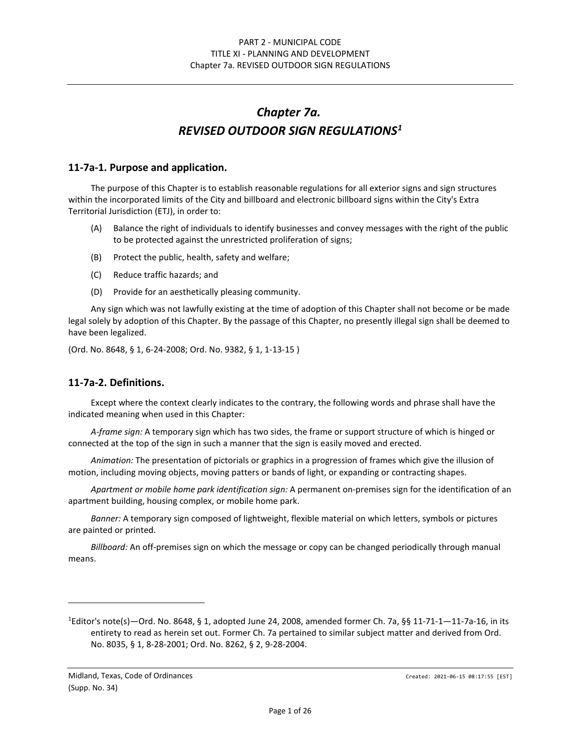# Chapter 7a. REVISED OUTDOOR SIGN REGULATIONS[1]

## 11-7a-1. Purpose and application.

The purpose of this Chapter is to establish reasonable regulations for all exterior signs and sign structures within the incorporated limits of the City and billboard and electronic billboard signs within the City's Extra Territorial Jurisdiction (ETJ), in order to:

(A) Balance the right of individuals to identify businesses and convey messages with the right of the public to be protected against the unrestricted proliferation of signs;

(B) Protect the public, health, safety and welfare;

(C) Reduce traffic hazards; and

(D) Provide for an aesthetically pleasing community.

Any sign which was not lawfully existing at the time of adoption of this Chapter shall not become or be made legal solely by adoption of this Chapter. By the passage of this Chapter, no presently illegal sign shall be deemed to have been legalized.

(Ord. No. 8648, § 1, 6-24-2008; Ord. No. 9382, § 1, 1-13-15 )

## 11-7a-2. Definitions.

Except where the context clearly indicates to the contrary, the following words and phrase shall have the indicated meaning when used in this Chapter:

*A-frame sign:* A temporary sign which has two sides, the frame or support structure of which is hinged or connected at the top of the sign in such a manner that the sign is easily moved and erected.

*Animation:* The presentation of pictorials or graphics in a progression of frames which give the illusion of motion, including moving objects, moving patters or bands of light, or expanding or contracting shapes.

*Apartment or mobile home park identification sign:* A permanent on-premises sign for the identification of an apartment building, housing complex, or mobile home park.

*Banner:* A temporary sign composed of lightweight, flexible material on which letters, symbols or pictures are painted or printed.

*Billboard:* An off-premises sign on which the message or copy can be changed periodically through manual means.

---

[1]Editor's note(s)—Ord. No. 8648, § 1, adopted June 24, 2008, amended former Ch. 7a, §§ 11-71-1—11-7a-16, in its entirety to read as herein set out. Former Ch. 7a pertained to similar subject matter and derived from Ord. No. 8035, § 1, 8-28-2001; Ord. No. 8262, § 2, 9-28-2004.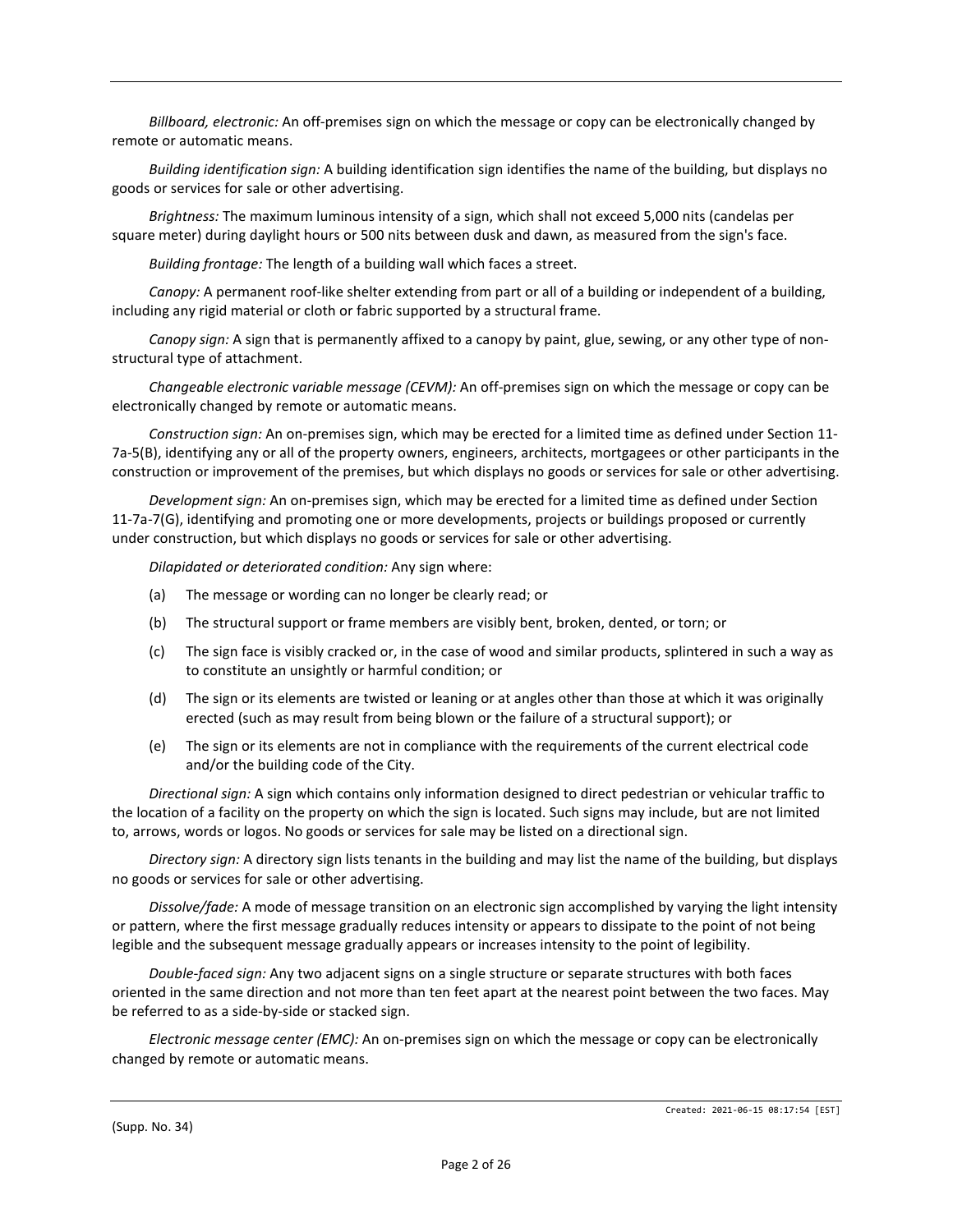*Billboard, electronic:* An off-premises sign on which the message or copy can be electronically changed by remote or automatic means.

*Building identification sign:* A building identification sign identifies the name of the building, but displays no goods or services for sale or other advertising.

*Brightness:* The maximum luminous intensity of a sign, which shall not exceed 5,000 nits (candelas per square meter) during daylight hours or 500 nits between dusk and dawn, as measured from the sign's face.

*Building frontage:* The length of a building wall which faces a street.

*Canopy:* A permanent roof-like shelter extending from part or all of a building or independent of a building, including any rigid material or cloth or fabric supported by a structural frame.

*Canopy sign:* A sign that is permanently affixed to a canopy by paint, glue, sewing, or any other type of non-structural type of attachment.

*Changeable electronic variable message (CEVM):* An off-premises sign on which the message or copy can be electronically changed by remote or automatic means.

*Construction sign:* An on-premises sign, which may be erected for a limited time as defined under Section 11-7a-5(B), identifying any or all of the property owners, engineers, architects, mortgagees or other participants in the construction or improvement of the premises, but which displays no goods or services for sale or other advertising.

*Development sign:* An on-premises sign, which may be erected for a limited time as defined under Section 11-7a-7(G), identifying and promoting one or more developments, projects or buildings proposed or currently under construction, but which displays no goods or services for sale or other advertising.

*Dilapidated or deteriorated condition:* Any sign where:

(a) The message or wording can no longer be clearly read; or

(b) The structural support or frame members are visibly bent, broken, dented, or torn; or

(c) The sign face is visibly cracked or, in the case of wood and similar products, splintered in such a way as to constitute an unsightly or harmful condition; or

(d) The sign or its elements are twisted or leaning or at angles other than those at which it was originally erected (such as may result from being blown or the failure of a structural support); or

(e) The sign or its elements are not in compliance with the requirements of the current electrical code and/or the building code of the City.

*Directional sign:* A sign which contains only information designed to direct pedestrian or vehicular traffic to the location of a facility on the property on which the sign is located. Such signs may include, but are not limited to, arrows, words or logos. No goods or services for sale may be listed on a directional sign.

*Directory sign:* A directory sign lists tenants in the building and may list the name of the building, but displays no goods or services for sale or other advertising.

*Dissolve/fade:* A mode of message transition on an electronic sign accomplished by varying the light intensity or pattern, where the first message gradually reduces intensity or appears to dissipate to the point of not being legible and the subsequent message gradually appears or increases intensity to the point of legibility.

*Double-faced sign:* Any two adjacent signs on a single structure or separate structures with both faces oriented in the same direction and not more than ten feet apart at the nearest point between the two faces. May be referred to as a side-by-side or stacked sign.

*Electronic message center (EMC):* An on-premises sign on which the message or copy can be electronically changed by remote or automatic means.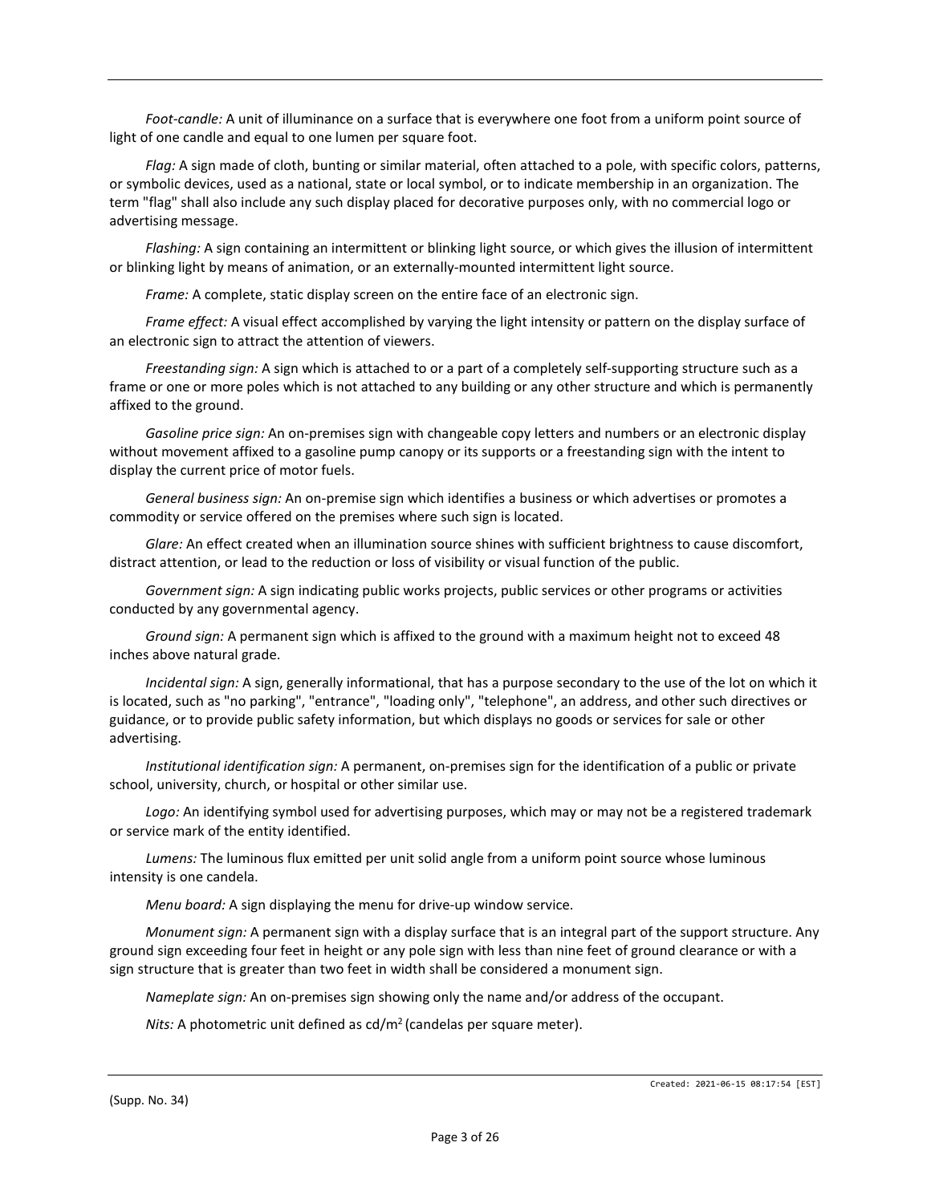*Foot-candle:* A unit of illuminance on a surface that is everywhere one foot from a uniform point source of light of one candle and equal to one lumen per square foot.

*Flag:* A sign made of cloth, bunting or similar material, often attached to a pole, with specific colors, patterns, or symbolic devices, used as a national, state or local symbol, or to indicate membership in an organization. The term "flag" shall also include any such display placed for decorative purposes only, with no commercial logo or advertising message.

*Flashing:* A sign containing an intermittent or blinking light source, or which gives the illusion of intermittent or blinking light by means of animation, or an externally-mounted intermittent light source.

*Frame:* A complete, static display screen on the entire face of an electronic sign.

*Frame effect:* A visual effect accomplished by varying the light intensity or pattern on the display surface of an electronic sign to attract the attention of viewers.

*Freestanding sign:* A sign which is attached to or a part of a completely self-supporting structure such as a frame or one or more poles which is not attached to any building or any other structure and which is permanently affixed to the ground.

*Gasoline price sign:* An on-premises sign with changeable copy letters and numbers or an electronic display without movement affixed to a gasoline pump canopy or its supports or a freestanding sign with the intent to display the current price of motor fuels.

*General business sign:* An on-premise sign which identifies a business or which advertises or promotes a commodity or service offered on the premises where such sign is located.

*Glare:* An effect created when an illumination source shines with sufficient brightness to cause discomfort, distract attention, or lead to the reduction or loss of visibility or visual function of the public.

*Government sign:* A sign indicating public works projects, public services or other programs or activities conducted by any governmental agency.

*Ground sign:* A permanent sign which is affixed to the ground with a maximum height not to exceed 48 inches above natural grade.

*Incidental sign:* A sign, generally informational, that has a purpose secondary to the use of the lot on which it is located, such as "no parking", "entrance", "loading only", "telephone", an address, and other such directives or guidance, or to provide public safety information, but which displays no goods or services for sale or other advertising.

*Institutional identification sign:* A permanent, on-premises sign for the identification of a public or private school, university, church, or hospital or other similar use.

*Logo:* An identifying symbol used for advertising purposes, which may or may not be a registered trademark or service mark of the entity identified.

*Lumens:* The luminous flux emitted per unit solid angle from a uniform point source whose luminous intensity is one candela.

*Menu board:* A sign displaying the menu for drive-up window service.

*Monument sign:* A permanent sign with a display surface that is an integral part of the support structure. Any ground sign exceeding four feet in height or any pole sign with less than nine feet of ground clearance or with a sign structure that is greater than two feet in width shall be considered a monument sign.

*Nameplate sign:* An on-premises sign showing only the name and/or address of the occupant.

*Nits:* A photometric unit defined as $cd/m^2$ (candelas per square meter).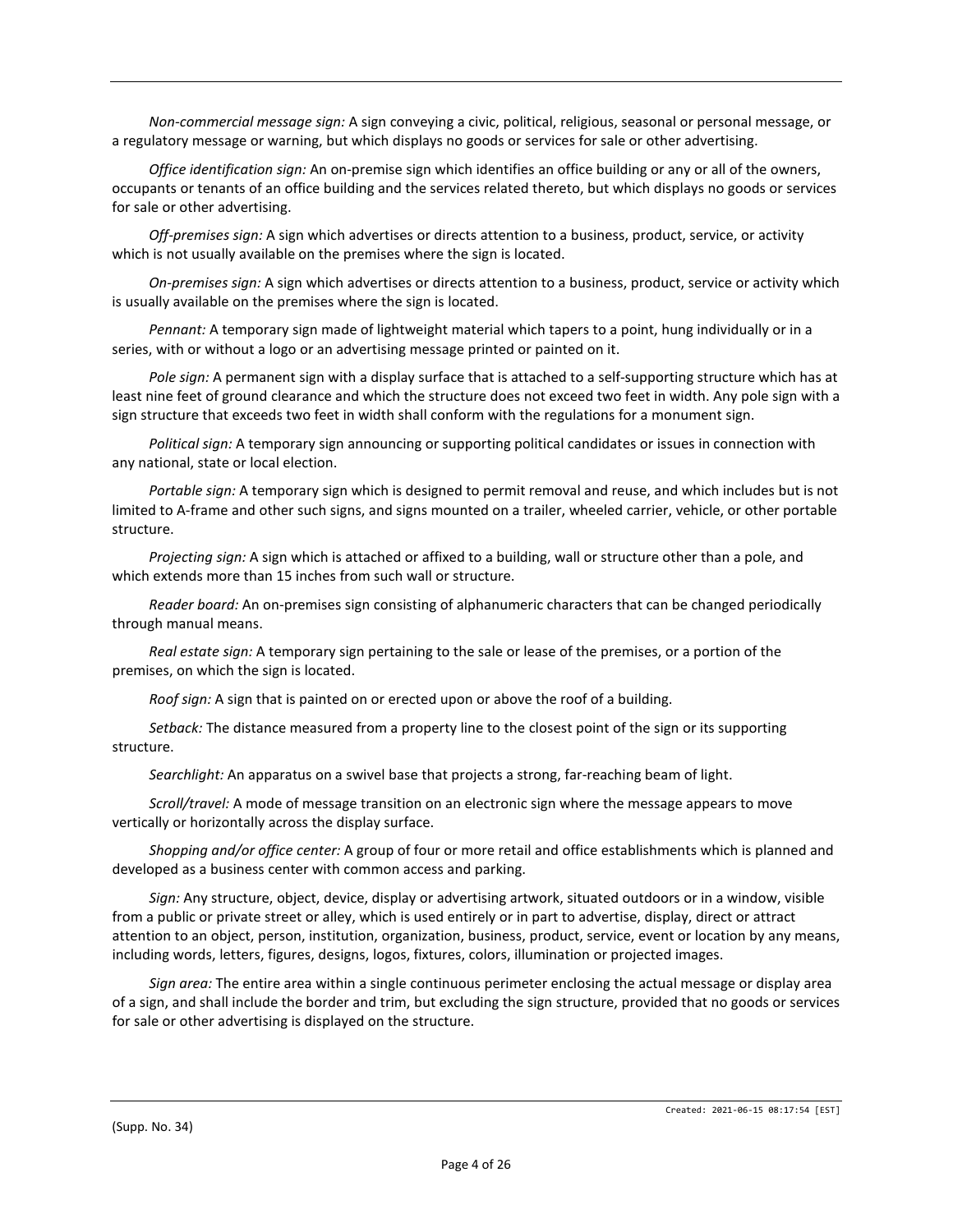*Non-commercial message sign:* A sign conveying a civic, political, religious, seasonal or personal message, or a regulatory message or warning, but which displays no goods or services for sale or other advertising.

*Office identification sign:* An on-premise sign which identifies an office building or any or all of the owners, occupants or tenants of an office building and the services related thereto, but which displays no goods or services for sale or other advertising.

*Off-premises sign:* A sign which advertises or directs attention to a business, product, service, or activity which is not usually available on the premises where the sign is located.

*On-premises sign:* A sign which advertises or directs attention to a business, product, service or activity which is usually available on the premises where the sign is located.

*Pennant:* A temporary sign made of lightweight material which tapers to a point, hung individually or in a series, with or without a logo or an advertising message printed or painted on it.

*Pole sign:* A permanent sign with a display surface that is attached to a self-supporting structure which has at least nine feet of ground clearance and which the structure does not exceed two feet in width. Any pole sign with a sign structure that exceeds two feet in width shall conform with the regulations for a monument sign.

*Political sign:* A temporary sign announcing or supporting political candidates or issues in connection with any national, state or local election.

*Portable sign:* A temporary sign which is designed to permit removal and reuse, and which includes but is not limited to A-frame and other such signs, and signs mounted on a trailer, wheeled carrier, vehicle, or other portable structure.

*Projecting sign:* A sign which is attached or affixed to a building, wall or structure other than a pole, and which extends more than 15 inches from such wall or structure.

*Reader board:* An on-premises sign consisting of alphanumeric characters that can be changed periodically through manual means.

*Real estate sign:* A temporary sign pertaining to the sale or lease of the premises, or a portion of the premises, on which the sign is located.

*Roof sign:* A sign that is painted on or erected upon or above the roof of a building.

*Setback:* The distance measured from a property line to the closest point of the sign or its supporting structure.

*Searchlight:* An apparatus on a swivel base that projects a strong, far-reaching beam of light.

*Scroll/travel:* A mode of message transition on an electronic sign where the message appears to move vertically or horizontally across the display surface.

*Shopping and/or office center:* A group of four or more retail and office establishments which is planned and developed as a business center with common access and parking.

*Sign:* Any structure, object, device, display or advertising artwork, situated outdoors or in a window, visible from a public or private street or alley, which is used entirely or in part to advertise, display, direct or attract attention to an object, person, institution, organization, business, product, service, event or location by any means, including words, letters, figures, designs, logos, fixtures, colors, illumination or projected images.

*Sign area:* The entire area within a single continuous perimeter enclosing the actual message or display area of a sign, and shall include the border and trim, but excluding the sign structure, provided that no goods or services for sale or other advertising is displayed on the structure.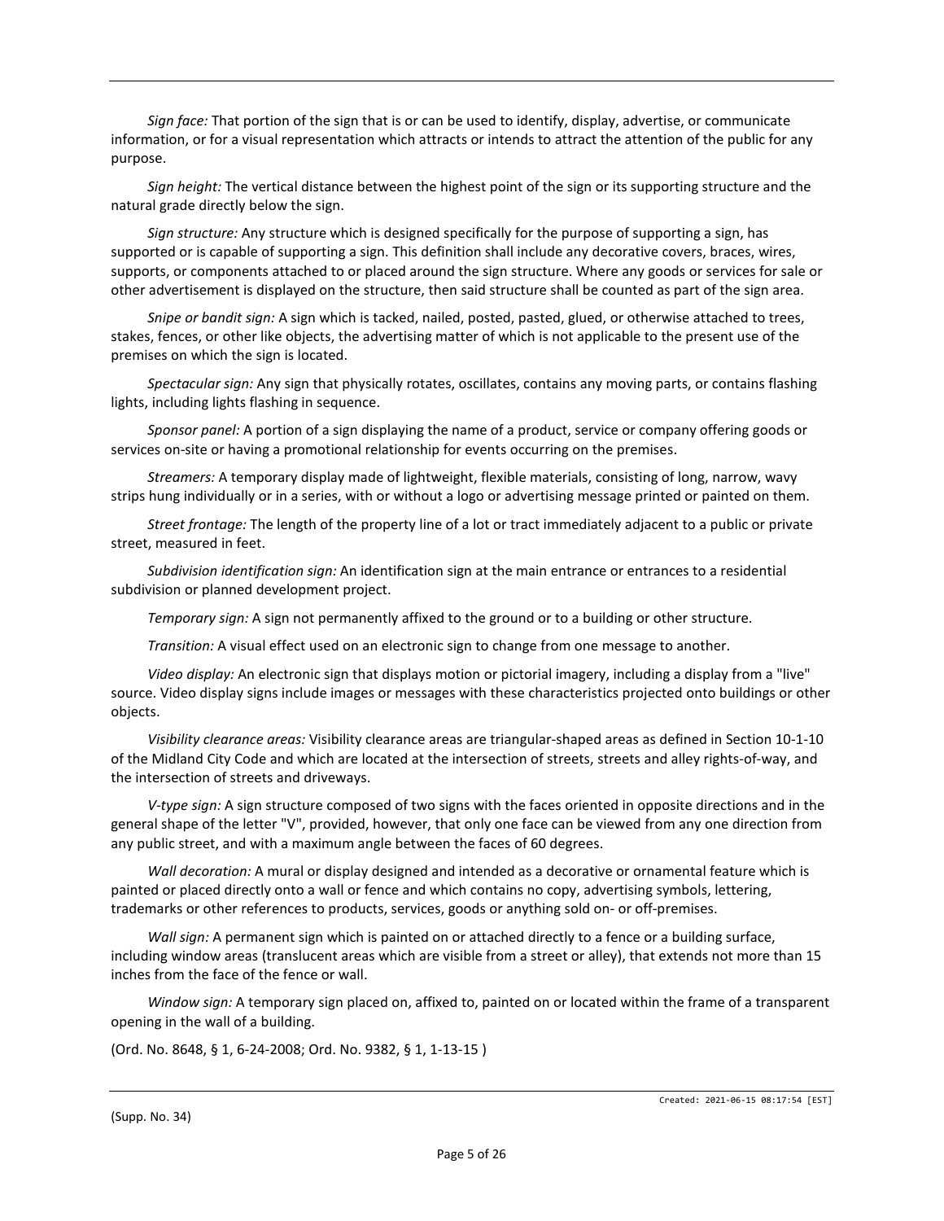*Sign face:* That portion of the sign that is or can be used to identify, display, advertise, or communicate information, or for a visual representation which attracts or intends to attract the attention of the public for any purpose.

*Sign height:* The vertical distance between the highest point of the sign or its supporting structure and the natural grade directly below the sign.

*Sign structure:* Any structure which is designed specifically for the purpose of supporting a sign, has supported or is capable of supporting a sign. This definition shall include any decorative covers, braces, wires, supports, or components attached to or placed around the sign structure. Where any goods or services for sale or other advertisement is displayed on the structure, then said structure shall be counted as part of the sign area.

*Snipe or bandit sign:* A sign which is tacked, nailed, posted, pasted, glued, or otherwise attached to trees, stakes, fences, or other like objects, the advertising matter of which is not applicable to the present use of the premises on which the sign is located.

*Spectacular sign:* Any sign that physically rotates, oscillates, contains any moving parts, or contains flashing lights, including lights flashing in sequence.

*Sponsor panel:* A portion of a sign displaying the name of a product, service or company offering goods or services on-site or having a promotional relationship for events occurring on the premises.

*Streamers:* A temporary display made of lightweight, flexible materials, consisting of long, narrow, wavy strips hung individually or in a series, with or without a logo or advertising message printed or painted on them.

*Street frontage:* The length of the property line of a lot or tract immediately adjacent to a public or private street, measured in feet.

*Subdivision identification sign:* An identification sign at the main entrance or entrances to a residential subdivision or planned development project.

*Temporary sign:* A sign not permanently affixed to the ground or to a building or other structure.

*Transition:* A visual effect used on an electronic sign to change from one message to another.

*Video display:* An electronic sign that displays motion or pictorial imagery, including a display from a "live" source. Video display signs include images or messages with these characteristics projected onto buildings or other objects.

*Visibility clearance areas:* Visibility clearance areas are triangular-shaped areas as defined in Section 10-1-10 of the Midland City Code and which are located at the intersection of streets, streets and alley rights-of-way, and the intersection of streets and driveways.

*V-type sign:* A sign structure composed of two signs with the faces oriented in opposite directions and in the general shape of the letter "V", provided, however, that only one face can be viewed from any one direction from any public street, and with a maximum angle between the faces of 60 degrees.

*Wall decoration:* A mural or display designed and intended as a decorative or ornamental feature which is painted or placed directly onto a wall or fence and which contains no copy, advertising symbols, lettering, trademarks or other references to products, services, goods or anything sold on- or off-premises.

*Wall sign:* A permanent sign which is painted on or attached directly to a fence or a building surface, including window areas (translucent areas which are visible from a street or alley), that extends not more than 15 inches from the face of the fence or wall.

*Window sign:* A temporary sign placed on, affixed to, painted on or located within the frame of a transparent opening in the wall of a building.

(Ord. No. 8648, § 1, 6-24-2008; Ord. No. 9382, § 1, 1-13-15 )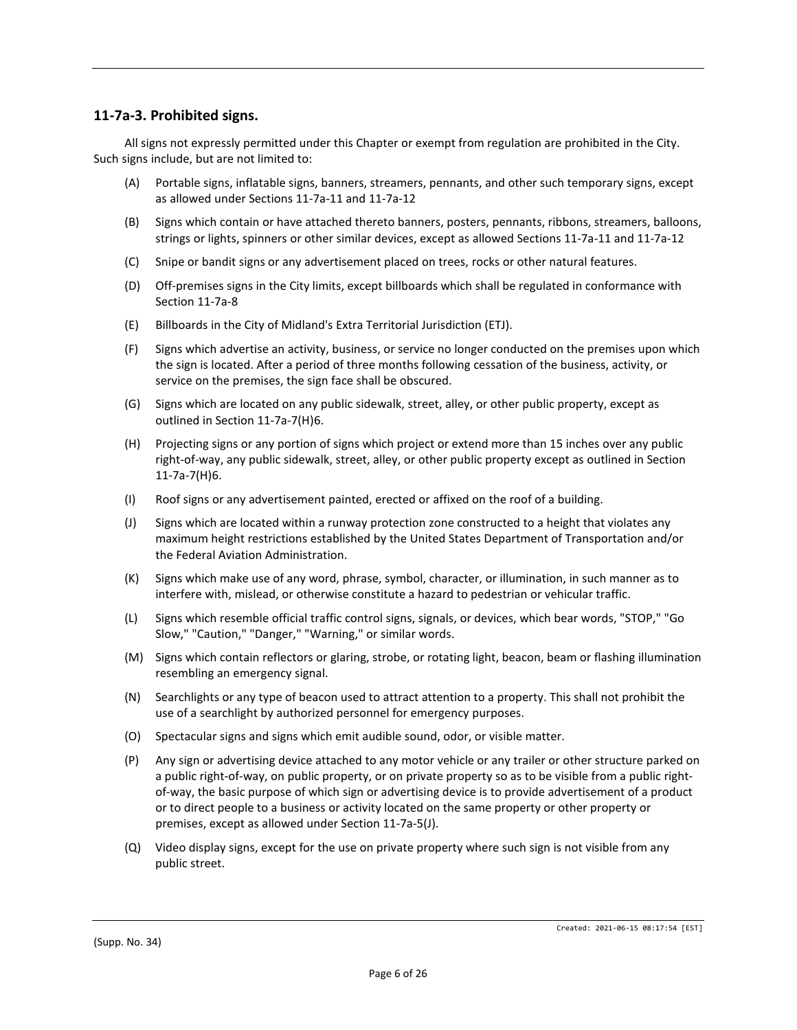## 11-7a-3. Prohibited signs.

All signs not expressly permitted under this Chapter or exempt from regulation are prohibited in the City. Such signs include, but are not limited to:

(A) Portable signs, inflatable signs, banners, streamers, pennants, and other such temporary signs, except as allowed under Sections 11-7a-11 and 11-7a-12

(B) Signs which contain or have attached thereto banners, posters, pennants, ribbons, streamers, balloons, strings or lights, spinners or other similar devices, except as allowed Sections 11-7a-11 and 11-7a-12

(C) Snipe or bandit signs or any advertisement placed on trees, rocks or other natural features.

(D) Off-premises signs in the City limits, except billboards which shall be regulated in conformance with Section 11-7a-8

(E) Billboards in the City of Midland's Extra Territorial Jurisdiction (ETJ).

(F) Signs which advertise an activity, business, or service no longer conducted on the premises upon which the sign is located. After a period of three months following cessation of the business, activity, or service on the premises, the sign face shall be obscured.

(G) Signs which are located on any public sidewalk, street, alley, or other public property, except as outlined in Section 11-7a-7(H)6.

(H) Projecting signs or any portion of signs which project or extend more than 15 inches over any public right-of-way, any public sidewalk, street, alley, or other public property except as outlined in Section 11-7a-7(H)6.

(I) Roof signs or any advertisement painted, erected or affixed on the roof of a building.

(J) Signs which are located within a runway protection zone constructed to a height that violates any maximum height restrictions established by the United States Department of Transportation and/or the Federal Aviation Administration.

(K) Signs which make use of any word, phrase, symbol, character, or illumination, in such manner as to interfere with, mislead, or otherwise constitute a hazard to pedestrian or vehicular traffic.

(L) Signs which resemble official traffic control signs, signals, or devices, which bear words, "STOP," "Go Slow," "Caution," "Danger," "Warning," or similar words.

(M) Signs which contain reflectors or glaring, strobe, or rotating light, beacon, beam or flashing illumination resembling an emergency signal.

(N) Searchlights or any type of beacon used to attract attention to a property. This shall not prohibit the use of a searchlight by authorized personnel for emergency purposes.

(O) Spectacular signs and signs which emit audible sound, odor, or visible matter.

(P) Any sign or advertising device attached to any motor vehicle or any trailer or other structure parked on a public right-of-way, on public property, or on private property so as to be visible from a public right-of-way, the basic purpose of which sign or advertising device is to provide advertisement of a product or to direct people to a business or activity located on the same property or other property or premises, except as allowed under Section 11-7a-5(J).

(Q) Video display signs, except for the use on private property where such sign is not visible from any public street.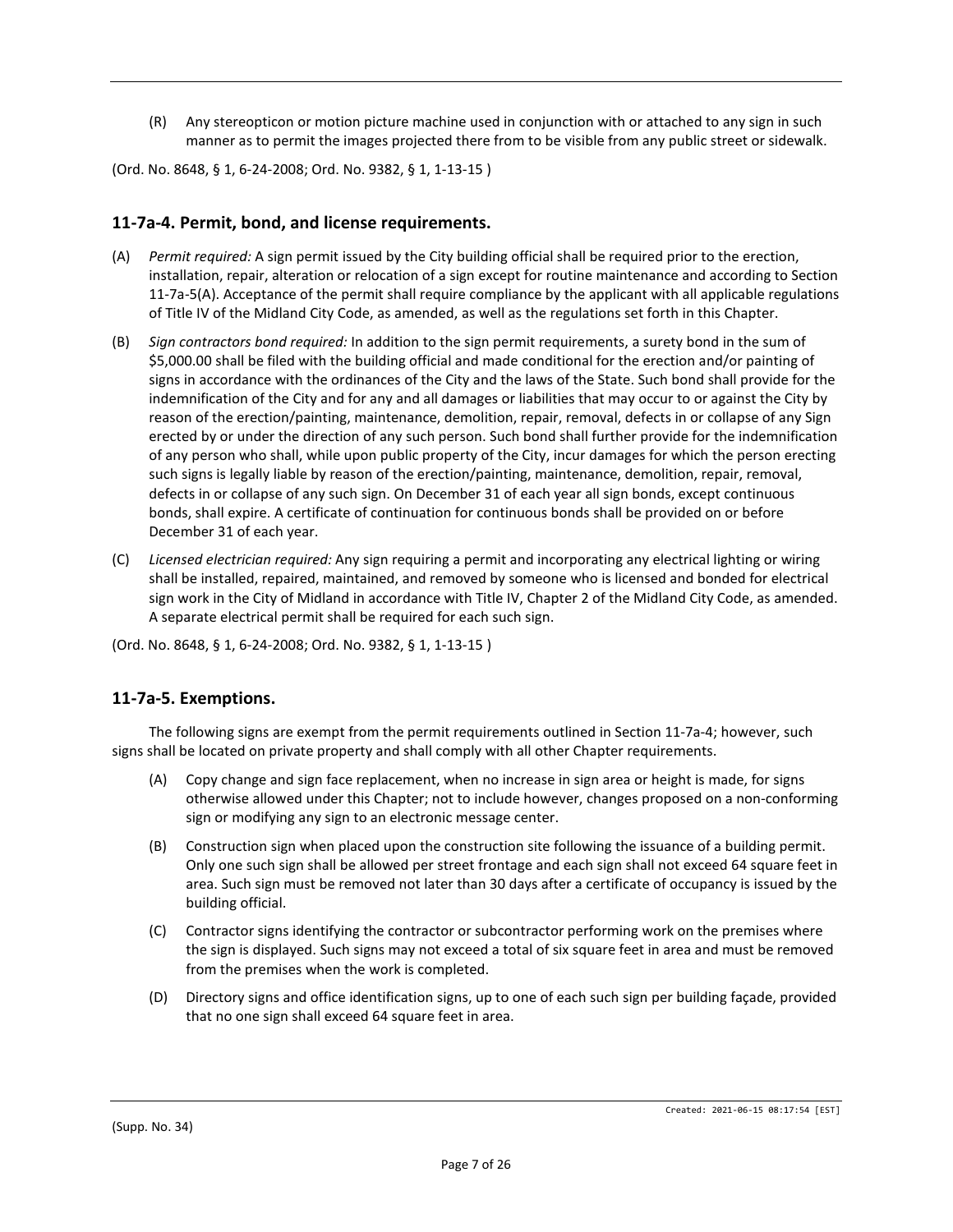(R) Any stereopticon or motion picture machine used in conjunction with or attached to any sign in such manner as to permit the images projected there from to be visible from any public street or sidewalk.

(Ord. No. 8648, § 1, 6-24-2008; Ord. No. 9382, § 1, 1-13-15 )

## 11-7a-4. Permit, bond, and license requirements.

(A) *Permit required:* A sign permit issued by the City building official shall be required prior to the erection, installation, repair, alteration or relocation of a sign except for routine maintenance and according to Section 11-7a-5(A). Acceptance of the permit shall require compliance by the applicant with all applicable regulations of Title IV of the Midland City Code, as amended, as well as the regulations set forth in this Chapter.

(B) *Sign contractors bond required:* In addition to the sign permit requirements, a surety bond in the sum of $5,000.00 shall be filed with the building official and made conditional for the erection and/or painting of signs in accordance with the ordinances of the City and the laws of the State. Such bond shall provide for the indemnification of the City and for any and all damages or liabilities that may occur to or against the City by reason of the erection/painting, maintenance, demolition, repair, removal, defects in or collapse of any Sign erected by or under the direction of any such person. Such bond shall further provide for the indemnification of any person who shall, while upon public property of the City, incur damages for which the person erecting such signs is legally liable by reason of the erection/painting, maintenance, demolition, repair, removal, defects in or collapse of any such sign. On December 31 of each year all sign bonds, except continuous bonds, shall expire. A certificate of continuation for continuous bonds shall be provided on or before December 31 of each year.

(C) *Licensed electrician required:* Any sign requiring a permit and incorporating any electrical lighting or wiring shall be installed, repaired, maintained, and removed by someone who is licensed and bonded for electrical sign work in the City of Midland in accordance with Title IV, Chapter 2 of the Midland City Code, as amended. A separate electrical permit shall be required for each such sign.

(Ord. No. 8648, § 1, 6-24-2008; Ord. No. 9382, § 1, 1-13-15 )

## 11-7a-5. Exemptions.

The following signs are exempt from the permit requirements outlined in Section 11-7a-4; however, such signs shall be located on private property and shall comply with all other Chapter requirements.

(A) Copy change and sign face replacement, when no increase in sign area or height is made, for signs otherwise allowed under this Chapter; not to include however, changes proposed on a non-conforming sign or modifying any sign to an electronic message center.

(B) Construction sign when placed upon the construction site following the issuance of a building permit. Only one such sign shall be allowed per street frontage and each sign shall not exceed 64 square feet in area. Such sign must be removed not later than 30 days after a certificate of occupancy is issued by the building official.

(C) Contractor signs identifying the contractor or subcontractor performing work on the premises where the sign is displayed. Such signs may not exceed a total of six square feet in area and must be removed from the premises when the work is completed.

(D) Directory signs and office identification signs, up to one of each such sign per building façade, provided that no one sign shall exceed 64 square feet in area.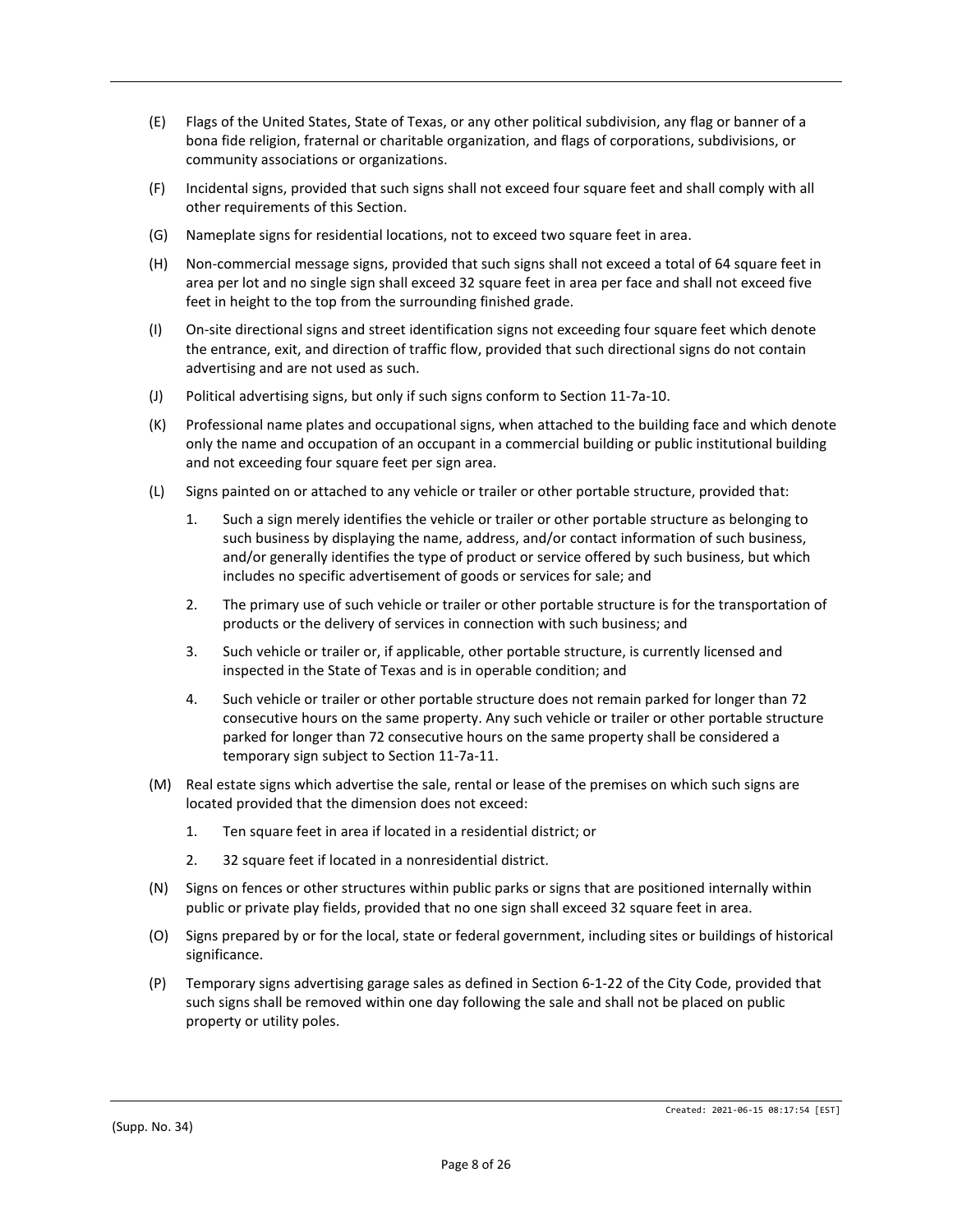(E) Flags of the United States, State of Texas, or any other political subdivision, any flag or banner of a bona fide religion, fraternal or charitable organization, and flags of corporations, subdivisions, or community associations or organizations.

(F) Incidental signs, provided that such signs shall not exceed four square feet and shall comply with all other requirements of this Section.

(G) Nameplate signs for residential locations, not to exceed two square feet in area.

(H) Non-commercial message signs, provided that such signs shall not exceed a total of 64 square feet in area per lot and no single sign shall exceed 32 square feet in area per face and shall not exceed five feet in height to the top from the surrounding finished grade.

(I) On-site directional signs and street identification signs not exceeding four square feet which denote the entrance, exit, and direction of traffic flow, provided that such directional signs do not contain advertising and are not used as such.

(J) Political advertising signs, but only if such signs conform to Section 11-7a-10.

(K) Professional name plates and occupational signs, when attached to the building face and which denote only the name and occupation of an occupant in a commercial building or public institutional building and not exceeding four square feet per sign area.

(L) Signs painted on or attached to any vehicle or trailer or other portable structure, provided that:

1. Such a sign merely identifies the vehicle or trailer or other portable structure as belonging to such business by displaying the name, address, and/or contact information of such business, and/or generally identifies the type of product or service offered by such business, but which includes no specific advertisement of goods or services for sale; and

2. The primary use of such vehicle or trailer or other portable structure is for the transportation of products or the delivery of services in connection with such business; and

3. Such vehicle or trailer or, if applicable, other portable structure, is currently licensed and inspected in the State of Texas and is in operable condition; and

4. Such vehicle or trailer or other portable structure does not remain parked for longer than 72 consecutive hours on the same property. Any such vehicle or trailer or other portable structure parked for longer than 72 consecutive hours on the same property shall be considered a temporary sign subject to Section 11-7a-11.

(M) Real estate signs which advertise the sale, rental or lease of the premises on which such signs are located provided that the dimension does not exceed:

1. Ten square feet in area if located in a residential district; or

2. 32 square feet if located in a nonresidential district.

(N) Signs on fences or other structures within public parks or signs that are positioned internally within public or private play fields, provided that no one sign shall exceed 32 square feet in area.

(O) Signs prepared by or for the local, state or federal government, including sites or buildings of historical significance.

(P) Temporary signs advertising garage sales as defined in Section 6-1-22 of the City Code, provided that such signs shall be removed within one day following the sale and shall not be placed on public property or utility poles.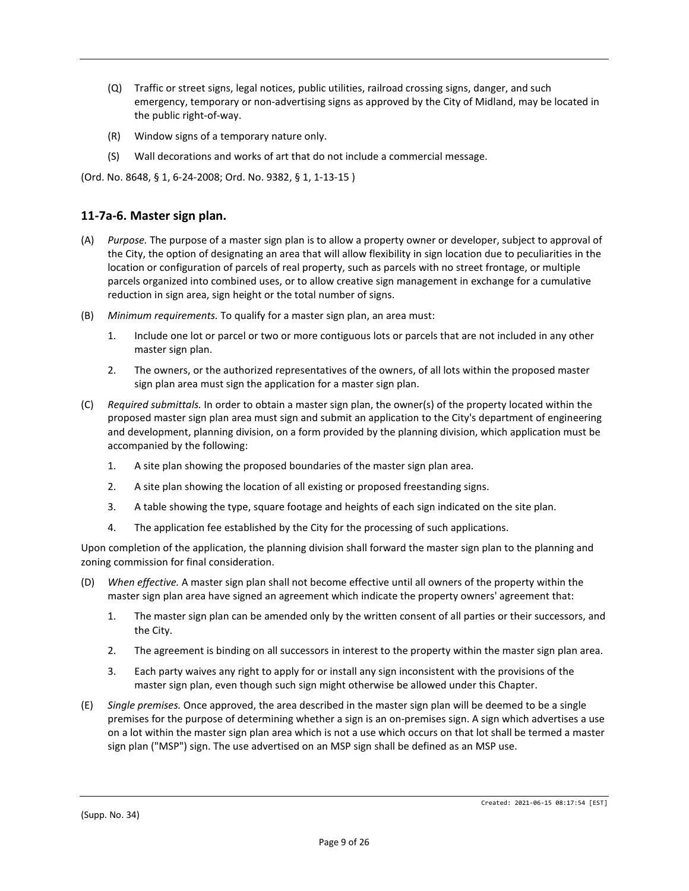(Q) Traffic or street signs, legal notices, public utilities, railroad crossing signs, danger, and such emergency, temporary or non-advertising signs as approved by the City of Midland, may be located in the public right-of-way.

(R) Window signs of a temporary nature only.

(S) Wall decorations and works of art that do not include a commercial message.

(Ord. No. 8648, § 1, 6-24-2008; Ord. No. 9382, § 1, 1-13-15 )

## 11-7a-6. Master sign plan.

(A) *Purpose.* The purpose of a master sign plan is to allow a property owner or developer, subject to approval of the City, the option of designating an area that will allow flexibility in sign location due to peculiarities in the location or configuration of parcels of real property, such as parcels with no street frontage, or multiple parcels organized into combined uses, or to allow creative sign management in exchange for a cumulative reduction in sign area, sign height or the total number of signs.

(B) *Minimum requirements.* To qualify for a master sign plan, an area must:

1. Include one lot or parcel or two or more contiguous lots or parcels that are not included in any other master sign plan.
2. The owners, or the authorized representatives of the owners, of all lots within the proposed master sign plan area must sign the application for a master sign plan.

(C) *Required submittals.* In order to obtain a master sign plan, the owner(s) of the property located within the proposed master sign plan area must sign and submit an application to the City's department of engineering and development, planning division, on a form provided by the planning division, which application must be accompanied by the following:

1. A site plan showing the proposed boundaries of the master sign plan area.
2. A site plan showing the location of all existing or proposed freestanding signs.
3. A table showing the type, square footage and heights of each sign indicated on the site plan.
4. The application fee established by the City for the processing of such applications.

Upon completion of the application, the planning division shall forward the master sign plan to the planning and zoning commission for final consideration.

(D) *When effective.* A master sign plan shall not become effective until all owners of the property within the master sign plan area have signed an agreement which indicate the property owners' agreement that:

1. The master sign plan can be amended only by the written consent of all parties or their successors, and the City.
2. The agreement is binding on all successors in interest to the property within the master sign plan area.
3. Each party waives any right to apply for or install any sign inconsistent with the provisions of the master sign plan, even though such sign might otherwise be allowed under this Chapter.

(E) *Single premises.* Once approved, the area described in the master sign plan will be deemed to be a single premises for the purpose of determining whether a sign is an on-premises sign. A sign which advertises a use on a lot within the master sign plan area which is not a use which occurs on that lot shall be termed a master sign plan ("MSP") sign. The use advertised on an MSP sign shall be defined as an MSP use.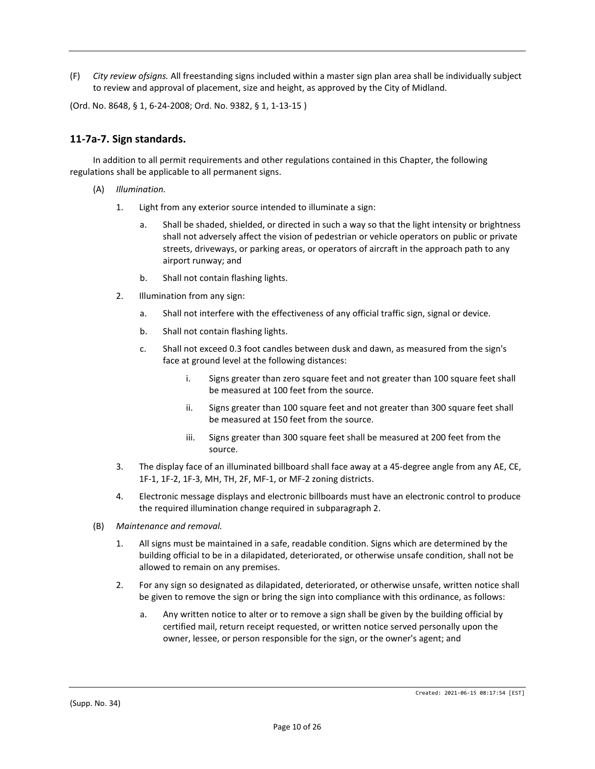(F) *City review ofsigns.* All freestanding signs included within a master sign plan area shall be individually subject to review and approval of placement, size and height, as approved by the City of Midland.

(Ord. No. 8648, § 1, 6-24-2008; Ord. No. 9382, § 1, 1-13-15 )

## 11-7a-7. Sign standards.

In addition to all permit requirements and other regulations contained in this Chapter, the following regulations shall be applicable to all permanent signs.

(A) *Illumination.*

1. Light from any exterior source intended to illuminate a sign:

   a. Shall be shaded, shielded, or directed in such a way so that the light intensity or brightness shall not adversely affect the vision of pedestrian or vehicle operators on public or private streets, driveways, or parking areas, or operators of aircraft in the approach path to any airport runway; and

   b. Shall not contain flashing lights.

2. Illumination from any sign:

   a. Shall not interfere with the effectiveness of any official traffic sign, signal or device.

   b. Shall not contain flashing lights.

   c. Shall not exceed 0.3 foot candles between dusk and dawn, as measured from the sign's face at ground level at the following distances:

      i. Signs greater than zero square feet and not greater than 100 square feet shall be measured at 100 feet from the source.

      ii. Signs greater than 100 square feet and not greater than 300 square feet shall be measured at 150 feet from the source.

      iii. Signs greater than 300 square feet shall be measured at 200 feet from the source.

3. The display face of an illuminated billboard shall face away at a 45-degree angle from any AE, CE, 1F-1, 1F-2, 1F-3, MH, TH, 2F, MF-1, or MF-2 zoning districts.

4. Electronic message displays and electronic billboards must have an electronic control to produce the required illumination change required in subparagraph 2.

(B) *Maintenance and removal.*

1. All signs must be maintained in a safe, readable condition. Signs which are determined by the building official to be in a dilapidated, deteriorated, or otherwise unsafe condition, shall not be allowed to remain on any premises.

2. For any sign so designated as dilapidated, deteriorated, or otherwise unsafe, written notice shall be given to remove the sign or bring the sign into compliance with this ordinance, as follows:

   a. Any written notice to alter or to remove a sign shall be given by the building official by certified mail, return receipt requested, or written notice served personally upon the owner, lessee, or person responsible for the sign, or the owner's agent; and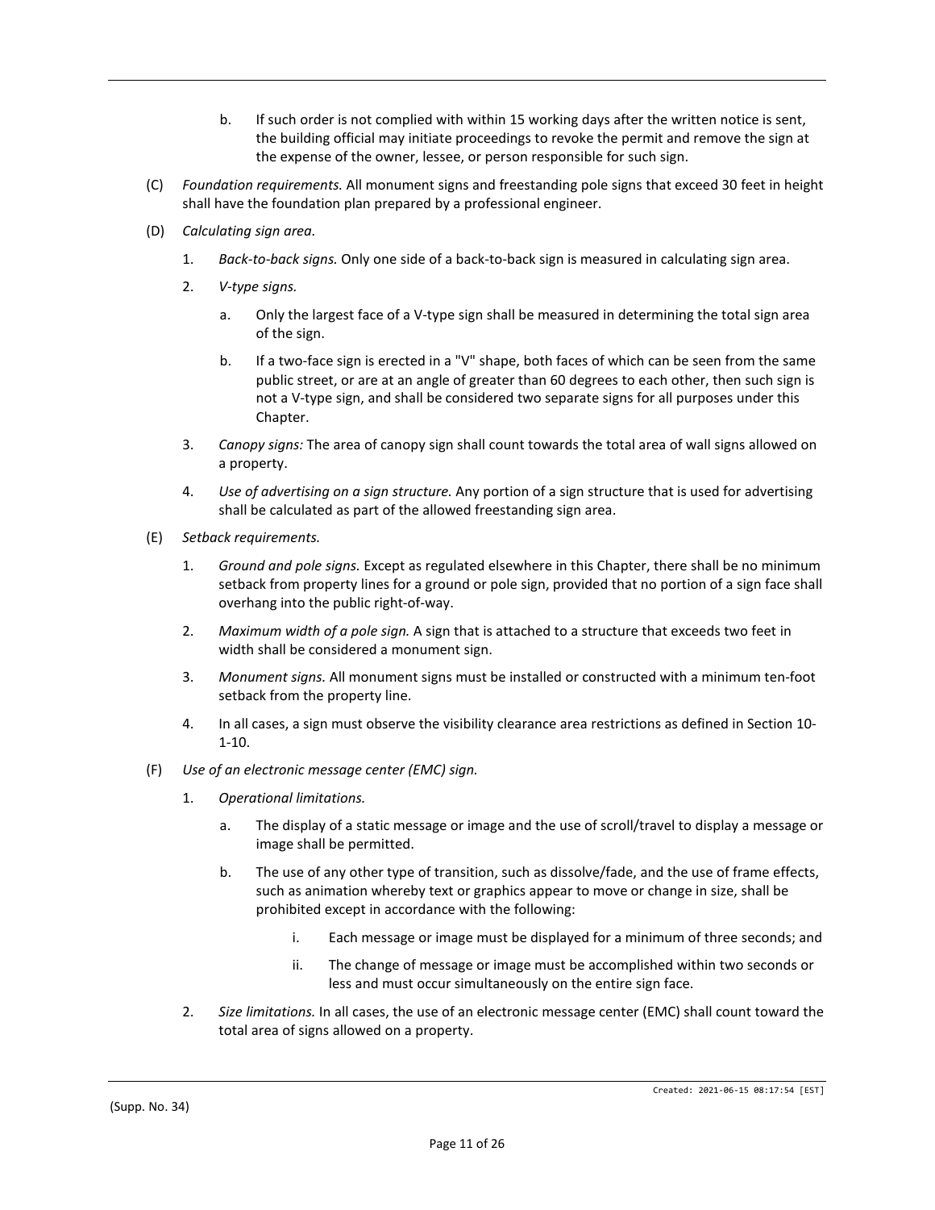b. If such order is not complied with within 15 working days after the written notice is sent, the building official may initiate proceedings to revoke the permit and remove the sign at the expense of the owner, lessee, or person responsible for such sign.

(C) *Foundation requirements.* All monument signs and freestanding pole signs that exceed 30 feet in height shall have the foundation plan prepared by a professional engineer.

(D) *Calculating sign area.*

1. *Back-to-back signs.* Only one side of a back-to-back sign is measured in calculating sign area.

2. *V-type signs.*

   a. Only the largest face of a V-type sign shall be measured in determining the total sign area of the sign.

   b. If a two-face sign is erected in a "V" shape, both faces of which can be seen from the same public street, or are at an angle of greater than 60 degrees to each other, then such sign is not a V-type sign, and shall be considered two separate signs for all purposes under this Chapter.

3. *Canopy signs:* The area of canopy sign shall count towards the total area of wall signs allowed on a property.

4. *Use of advertising on a sign structure.* Any portion of a sign structure that is used for advertising shall be calculated as part of the allowed freestanding sign area.

(E) *Setback requirements.*

1. *Ground and pole signs.* Except as regulated elsewhere in this Chapter, there shall be no minimum setback from property lines for a ground or pole sign, provided that no portion of a sign face shall overhang into the public right-of-way.

2. *Maximum width of a pole sign.* A sign that is attached to a structure that exceeds two feet in width shall be considered a monument sign.

3. *Monument signs.* All monument signs must be installed or constructed with a minimum ten-foot setback from the property line.

4. In all cases, a sign must observe the visibility clearance area restrictions as defined in Section 10-1-10.

(F) *Use of an electronic message center (EMC) sign.*

1. *Operational limitations.*

   a. The display of a static message or image and the use of scroll/travel to display a message or image shall be permitted.

   b. The use of any other type of transition, such as dissolve/fade, and the use of frame effects, such as animation whereby text or graphics appear to move or change in size, shall be prohibited except in accordance with the following:

      i. Each message or image must be displayed for a minimum of three seconds; and

      ii. The change of message or image must be accomplished within two seconds or less and must occur simultaneously on the entire sign face.

2. *Size limitations.* In all cases, the use of an electronic message center (EMC) shall count toward the total area of signs allowed on a property.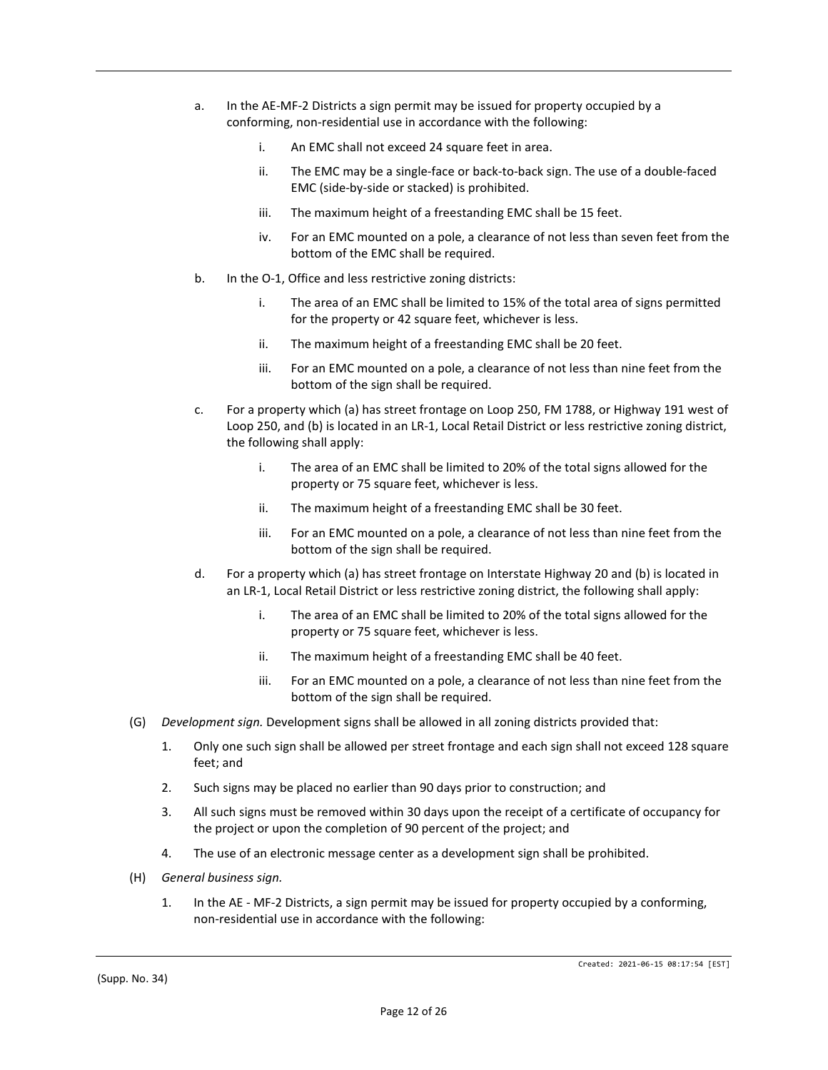a. In the AE-MF-2 Districts a sign permit may be issued for property occupied by a conforming, non-residential use in accordance with the following:

   i. An EMC shall not exceed 24 square feet in area.

   ii. The EMC may be a single-face or back-to-back sign. The use of a double-faced EMC (side-by-side or stacked) is prohibited.

   iii. The maximum height of a freestanding EMC shall be 15 feet.

   iv. For an EMC mounted on a pole, a clearance of not less than seven feet from the bottom of the EMC shall be required.

b. In the O-1, Office and less restrictive zoning districts:

   i. The area of an EMC shall be limited to 15% of the total area of signs permitted for the property or 42 square feet, whichever is less.

   ii. The maximum height of a freestanding EMC shall be 20 feet.

   iii. For an EMC mounted on a pole, a clearance of not less than nine feet from the bottom of the sign shall be required.

c. For a property which (a) has street frontage on Loop 250, FM 1788, or Highway 191 west of Loop 250, and (b) is located in an LR-1, Local Retail District or less restrictive zoning district, the following shall apply:

   i. The area of an EMC shall be limited to 20% of the total signs allowed for the property or 75 square feet, whichever is less.

   ii. The maximum height of a freestanding EMC shall be 30 feet.

   iii. For an EMC mounted on a pole, a clearance of not less than nine feet from the bottom of the sign shall be required.

d. For a property which (a) has street frontage on Interstate Highway 20 and (b) is located in an LR-1, Local Retail District or less restrictive zoning district, the following shall apply:

   i. The area of an EMC shall be limited to 20% of the total signs allowed for the property or 75 square feet, whichever is less.

   ii. The maximum height of a freestanding EMC shall be 40 feet.

   iii. For an EMC mounted on a pole, a clearance of not less than nine feet from the bottom of the sign shall be required.

(G) *Development sign.* Development signs shall be allowed in all zoning districts provided that:

1. Only one such sign shall be allowed per street frontage and each sign shall not exceed 128 square feet; and

2. Such signs may be placed no earlier than 90 days prior to construction; and

3. All such signs must be removed within 30 days upon the receipt of a certificate of occupancy for the project or upon the completion of 90 percent of the project; and

4. The use of an electronic message center as a development sign shall be prohibited.

(H) *General business sign.*

1. In the AE - MF-2 Districts, a sign permit may be issued for property occupied by a conforming, non-residential use in accordance with the following: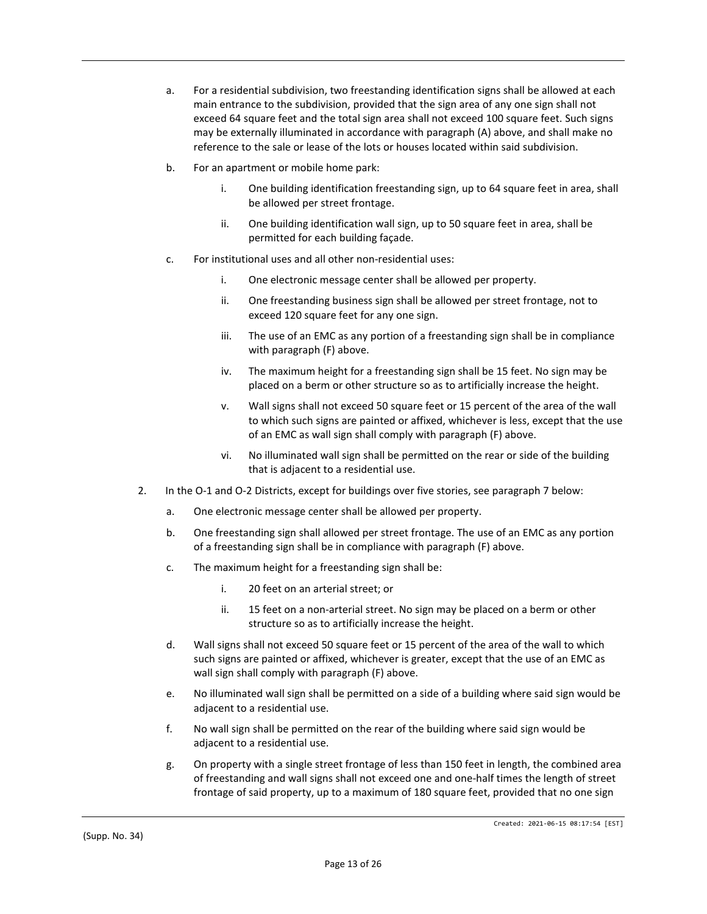a. For a residential subdivision, two freestanding identification signs shall be allowed at each main entrance to the subdivision, provided that the sign area of any one sign shall not exceed 64 square feet and the total sign area shall not exceed 100 square feet. Such signs may be externally illuminated in accordance with paragraph (A) above, and shall make no reference to the sale or lease of the lots or houses located within said subdivision.

b. For an apartment or mobile home park:

   i. One building identification freestanding sign, up to 64 square feet in area, shall be allowed per street frontage.

   ii. One building identification wall sign, up to 50 square feet in area, shall be permitted for each building façade.

c. For institutional uses and all other non-residential uses:

   i. One electronic message center shall be allowed per property.

   ii. One freestanding business sign shall be allowed per street frontage, not to exceed 120 square feet for any one sign.

   iii. The use of an EMC as any portion of a freestanding sign shall be in compliance with paragraph (F) above.

   iv. The maximum height for a freestanding sign shall be 15 feet. No sign may be placed on a berm or other structure so as to artificially increase the height.

   v. Wall signs shall not exceed 50 square feet or 15 percent of the area of the wall to which such signs are painted or affixed, whichever is less, except that the use of an EMC as wall sign shall comply with paragraph (F) above.

   vi. No illuminated wall sign shall be permitted on the rear or side of the building that is adjacent to a residential use.

2. In the O-1 and O-2 Districts, except for buildings over five stories, see paragraph 7 below:

   a. One electronic message center shall be allowed per property.

   b. One freestanding sign shall allowed per street frontage. The use of an EMC as any portion of a freestanding sign shall be in compliance with paragraph (F) above.

   c. The maximum height for a freestanding sign shall be:

      i. 20 feet on an arterial street; or

      ii. 15 feet on a non-arterial street. No sign may be placed on a berm or other structure so as to artificially increase the height.

   d. Wall signs shall not exceed 50 square feet or 15 percent of the area of the wall to which such signs are painted or affixed, whichever is greater, except that the use of an EMC as wall sign shall comply with paragraph (F) above.

   e. No illuminated wall sign shall be permitted on a side of a building where said sign would be adjacent to a residential use.

   f. No wall sign shall be permitted on the rear of the building where said sign would be adjacent to a residential use.

   g. On property with a single street frontage of less than 150 feet in length, the combined area of freestanding and wall signs shall not exceed one and one-half times the length of street frontage of said property, up to a maximum of 180 square feet, provided that no one sign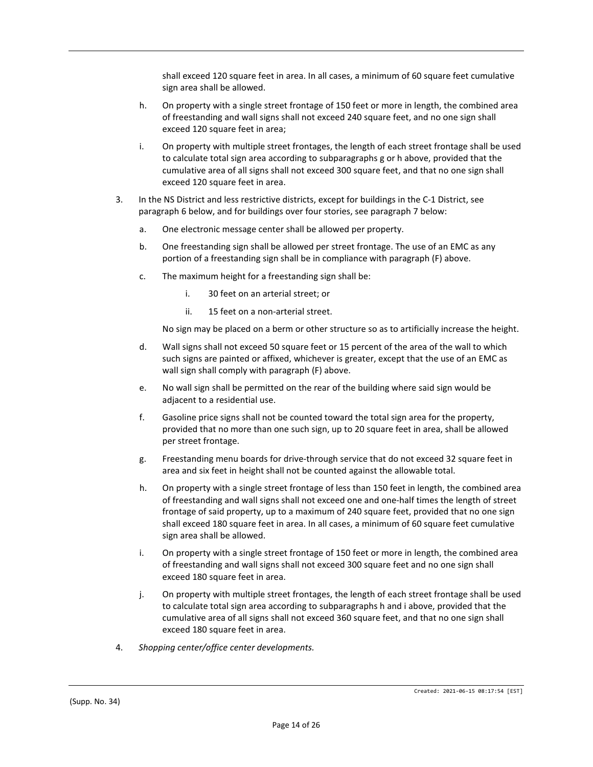shall exceed 120 square feet in area. In all cases, a minimum of 60 square feet cumulative sign area shall be allowed.

h. On property with a single street frontage of 150 feet or more in length, the combined area of freestanding and wall signs shall not exceed 240 square feet, and no one sign shall exceed 120 square feet in area;

i. On property with multiple street frontages, the length of each street frontage shall be used to calculate total sign area according to subparagraphs g or h above, provided that the cumulative area of all signs shall not exceed 300 square feet, and that no one sign shall exceed 120 square feet in area.

3. In the NS District and less restrictive districts, except for buildings in the C-1 District, see paragraph 6 below, and for buildings over four stories, see paragraph 7 below:

   a. One electronic message center shall be allowed per property.

   b. One freestanding sign shall be allowed per street frontage. The use of an EMC as any portion of a freestanding sign shall be in compliance with paragraph (F) above.

   c. The maximum height for a freestanding sign shall be:

      i. 30 feet on an arterial street; or

      ii. 15 feet on a non-arterial street.

      No sign may be placed on a berm or other structure so as to artificially increase the height.

   d. Wall signs shall not exceed 50 square feet or 15 percent of the area of the wall to which such signs are painted or affixed, whichever is greater, except that the use of an EMC as wall sign shall comply with paragraph (F) above.

   e. No wall sign shall be permitted on the rear of the building where said sign would be adjacent to a residential use.

   f. Gasoline price signs shall not be counted toward the total sign area for the property, provided that no more than one such sign, up to 20 square feet in area, shall be allowed per street frontage.

   g. Freestanding menu boards for drive-through service that do not exceed 32 square feet in area and six feet in height shall not be counted against the allowable total.

   h. On property with a single street frontage of less than 150 feet in length, the combined area of freestanding and wall signs shall not exceed one and one-half times the length of street frontage of said property, up to a maximum of 240 square feet, provided that no one sign shall exceed 180 square feet in area. In all cases, a minimum of 60 square feet cumulative sign area shall be allowed.

   i. On property with a single street frontage of 150 feet or more in length, the combined area of freestanding and wall signs shall not exceed 300 square feet and no one sign shall exceed 180 square feet in area.

   j. On property with multiple street frontages, the length of each street frontage shall be used to calculate total sign area according to subparagraphs h and i above, provided that the cumulative area of all signs shall not exceed 360 square feet, and that no one sign shall exceed 180 square feet in area.

4. *Shopping center/office center developments.*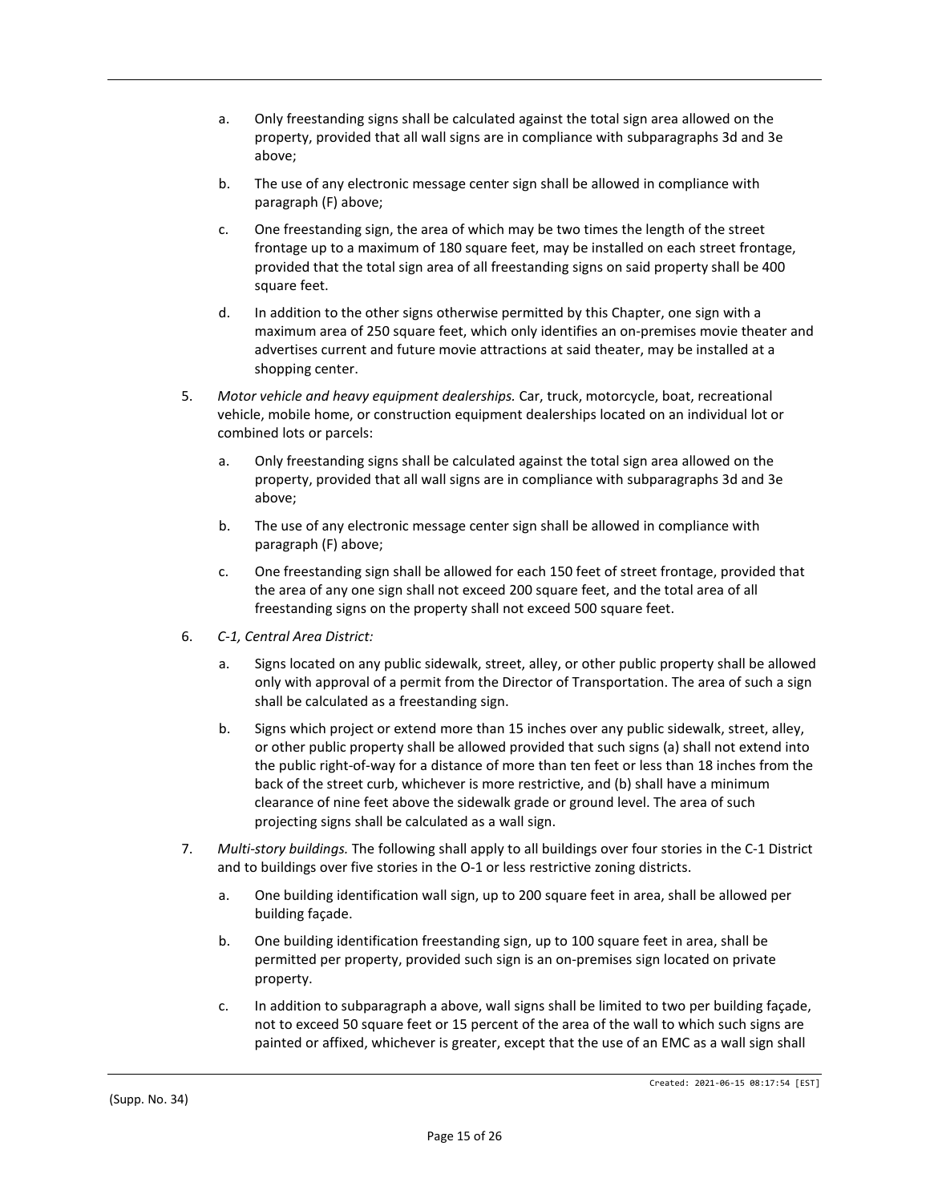a. Only freestanding signs shall be calculated against the total sign area allowed on the property, provided that all wall signs are in compliance with subparagraphs 3d and 3e above;

b. The use of any electronic message center sign shall be allowed in compliance with paragraph (F) above;

c. One freestanding sign, the area of which may be two times the length of the street frontage up to a maximum of 180 square feet, may be installed on each street frontage, provided that the total sign area of all freestanding signs on said property shall be 400 square feet.

d. In addition to the other signs otherwise permitted by this Chapter, one sign with a maximum area of 250 square feet, which only identifies an on-premises movie theater and advertises current and future movie attractions at said theater, may be installed at a shopping center.

5. *Motor vehicle and heavy equipment dealerships.* Car, truck, motorcycle, boat, recreational vehicle, mobile home, or construction equipment dealerships located on an individual lot or combined lots or parcels:

   a. Only freestanding signs shall be calculated against the total sign area allowed on the property, provided that all wall signs are in compliance with subparagraphs 3d and 3e above;

   b. The use of any electronic message center sign shall be allowed in compliance with paragraph (F) above;

   c. One freestanding sign shall be allowed for each 150 feet of street frontage, provided that the area of any one sign shall not exceed 200 square feet, and the total area of all freestanding signs on the property shall not exceed 500 square feet.

6. *C-1, Central Area District:*

   a. Signs located on any public sidewalk, street, alley, or other public property shall be allowed only with approval of a permit from the Director of Transportation. The area of such a sign shall be calculated as a freestanding sign.

   b. Signs which project or extend more than 15 inches over any public sidewalk, street, alley, or other public property shall be allowed provided that such signs (a) shall not extend into the public right-of-way for a distance of more than ten feet or less than 18 inches from the back of the street curb, whichever is more restrictive, and (b) shall have a minimum clearance of nine feet above the sidewalk grade or ground level. The area of such projecting signs shall be calculated as a wall sign.

7. *Multi-story buildings.* The following shall apply to all buildings over four stories in the C-1 District and to buildings over five stories in the O-1 or less restrictive zoning districts.

   a. One building identification wall sign, up to 200 square feet in area, shall be allowed per building façade.

   b. One building identification freestanding sign, up to 100 square feet in area, shall be permitted per property, provided such sign is an on-premises sign located on private property.

   c. In addition to subparagraph a above, wall signs shall be limited to two per building façade, not to exceed 50 square feet or 15 percent of the area of the wall to which such signs are painted or affixed, whichever is greater, except that the use of an EMC as a wall sign shall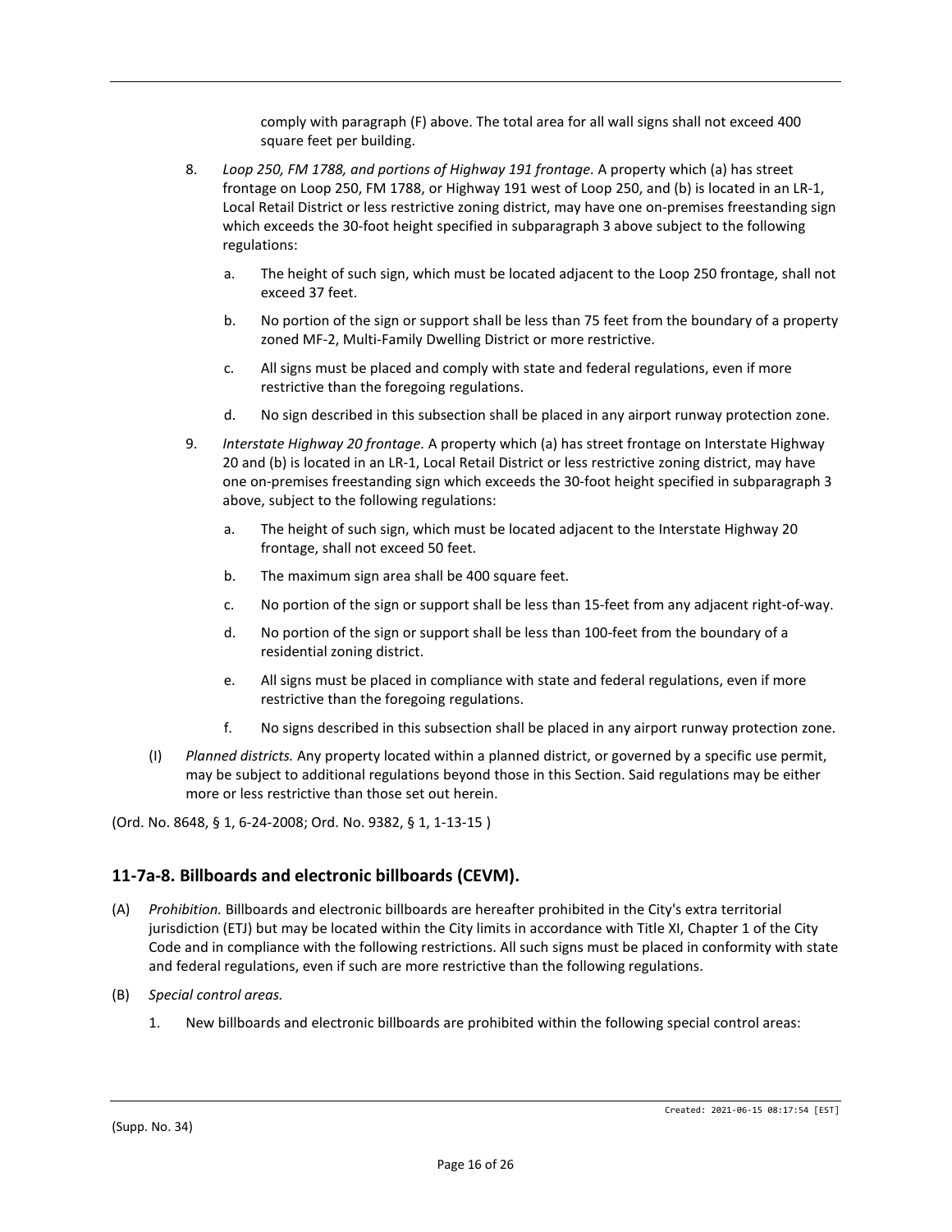comply with paragraph (F) above. The total area for all wall signs shall not exceed 400 square feet per building.

8. *Loop 250, FM 1788, and portions of Highway 191 frontage.* A property which (a) has street frontage on Loop 250, FM 1788, or Highway 191 west of Loop 250, and (b) is located in an LR-1, Local Retail District or less restrictive zoning district, may have one on-premises freestanding sign which exceeds the 30-foot height specified in subparagraph 3 above subject to the following regulations:

   a. The height of such sign, which must be located adjacent to the Loop 250 frontage, shall not exceed 37 feet.

   b. No portion of the sign or support shall be less than 75 feet from the boundary of a property zoned MF-2, Multi-Family Dwelling District or more restrictive.

   c. All signs must be placed and comply with state and federal regulations, even if more restrictive than the foregoing regulations.

   d. No sign described in this subsection shall be placed in any airport runway protection zone.

9. *Interstate Highway 20 frontage.* A property which (a) has street frontage on Interstate Highway 20 and (b) is located in an LR-1, Local Retail District or less restrictive zoning district, may have one on-premises freestanding sign which exceeds the 30-foot height specified in subparagraph 3 above, subject to the following regulations:

   a. The height of such sign, which must be located adjacent to the Interstate Highway 20 frontage, shall not exceed 50 feet.

   b. The maximum sign area shall be 400 square feet.

   c. No portion of the sign or support shall be less than 15-feet from any adjacent right-of-way.

   d. No portion of the sign or support shall be less than 100-feet from the boundary of a residential zoning district.

   e. All signs must be placed in compliance with state and federal regulations, even if more restrictive than the foregoing regulations.

   f. No signs described in this subsection shall be placed in any airport runway protection zone.

(I) *Planned districts.* Any property located within a planned district, or governed by a specific use permit, may be subject to additional regulations beyond those in this Section. Said regulations may be either more or less restrictive than those set out herein.

(Ord. No. 8648, § 1, 6-24-2008; Ord. No. 9382, § 1, 1-13-15 )

## 11-7a-8. Billboards and electronic billboards (CEVM).

(A) *Prohibition.* Billboards and electronic billboards are hereafter prohibited in the City's extra territorial jurisdiction (ETJ) but may be located within the City limits in accordance with Title XI, Chapter 1 of the City Code and in compliance with the following restrictions. All such signs must be placed in conformity with state and federal regulations, even if such are more restrictive than the following regulations.

(B) *Special control areas.*

1. New billboards and electronic billboards are prohibited within the following special control areas: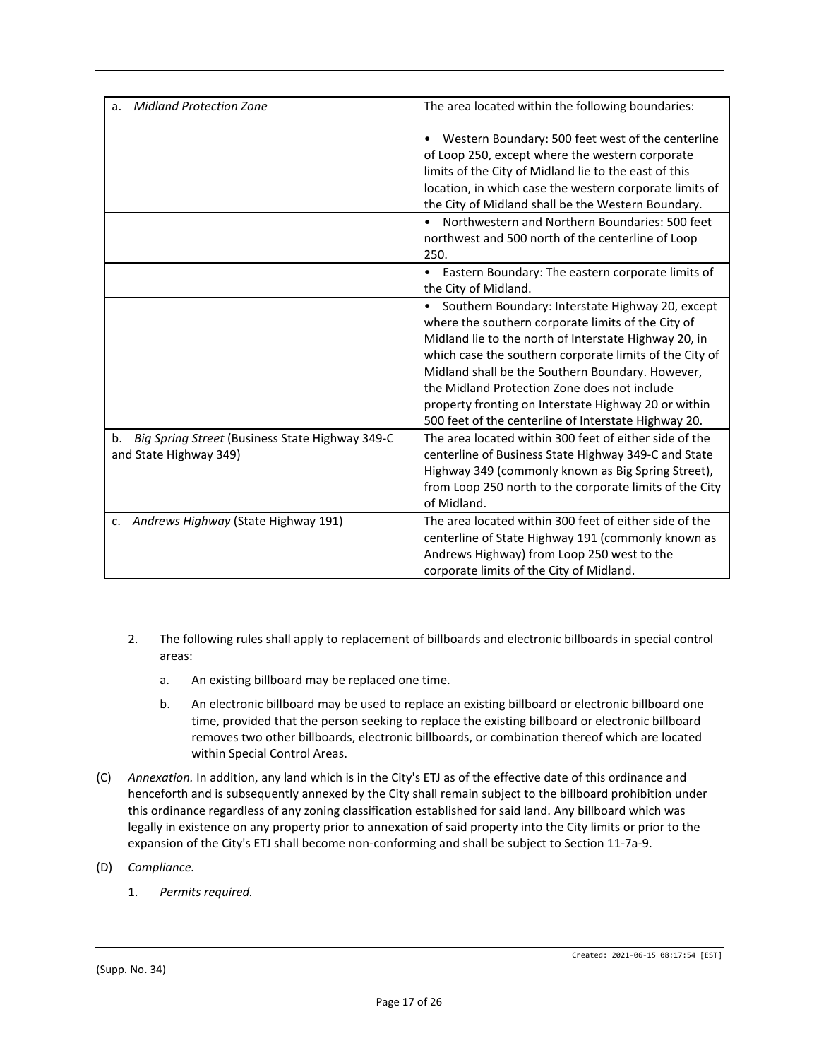| | |
|---|---|
| a. *Midland Protection Zone* | The area located within the following boundaries:<br><br>• Western Boundary: 500 feet west of the centerline of Loop 250, except where the western corporate limits of the City of Midland lie to the east of this location, in which case the western corporate limits of the City of Midland shall be the Western Boundary. |
| | • Northwestern and Northern Boundaries: 500 feet northwest and 500 north of the centerline of Loop 250. |
| | • Eastern Boundary: The eastern corporate limits of the City of Midland. |
| | • Southern Boundary: Interstate Highway 20, except where the southern corporate limits of the City of Midland lie to the north of Interstate Highway 20, in which case the southern corporate limits of the City of Midland shall be the Southern Boundary. However, the Midland Protection Zone does not include property fronting on Interstate Highway 20 or within 500 feet of the centerline of Interstate Highway 20. |
| b. *Big Spring Street* (Business State Highway 349-C and State Highway 349) | The area located within 300 feet of either side of the centerline of Business State Highway 349-C and State Highway 349 (commonly known as Big Spring Street), from Loop 250 north to the corporate limits of the City of Midland. |
| c. *Andrews Highway* (State Highway 191) | The area located within 300 feet of either side of the centerline of State Highway 191 (commonly known as Andrews Highway) from Loop 250 west to the corporate limits of the City of Midland. |

2. The following rules shall apply to replacement of billboards and electronic billboards in special control areas:

   a. An existing billboard may be replaced one time.

   b. An electronic billboard may be used to replace an existing billboard or electronic billboard one time, provided that the person seeking to replace the existing billboard or electronic billboard removes two other billboards, electronic billboards, or combination thereof which are located within Special Control Areas.

(C) *Annexation.* In addition, any land which is in the City's ETJ as of the effective date of this ordinance and henceforth and is subsequently annexed by the City shall remain subject to the billboard prohibition under this ordinance regardless of any zoning classification established for said land. Any billboard which was legally in existence on any property prior to annexation of said property into the City limits or prior to the expansion of the City's ETJ shall become non-conforming and shall be subject to Section 11-7a-9.

(D) *Compliance.*

   1. *Permits required.*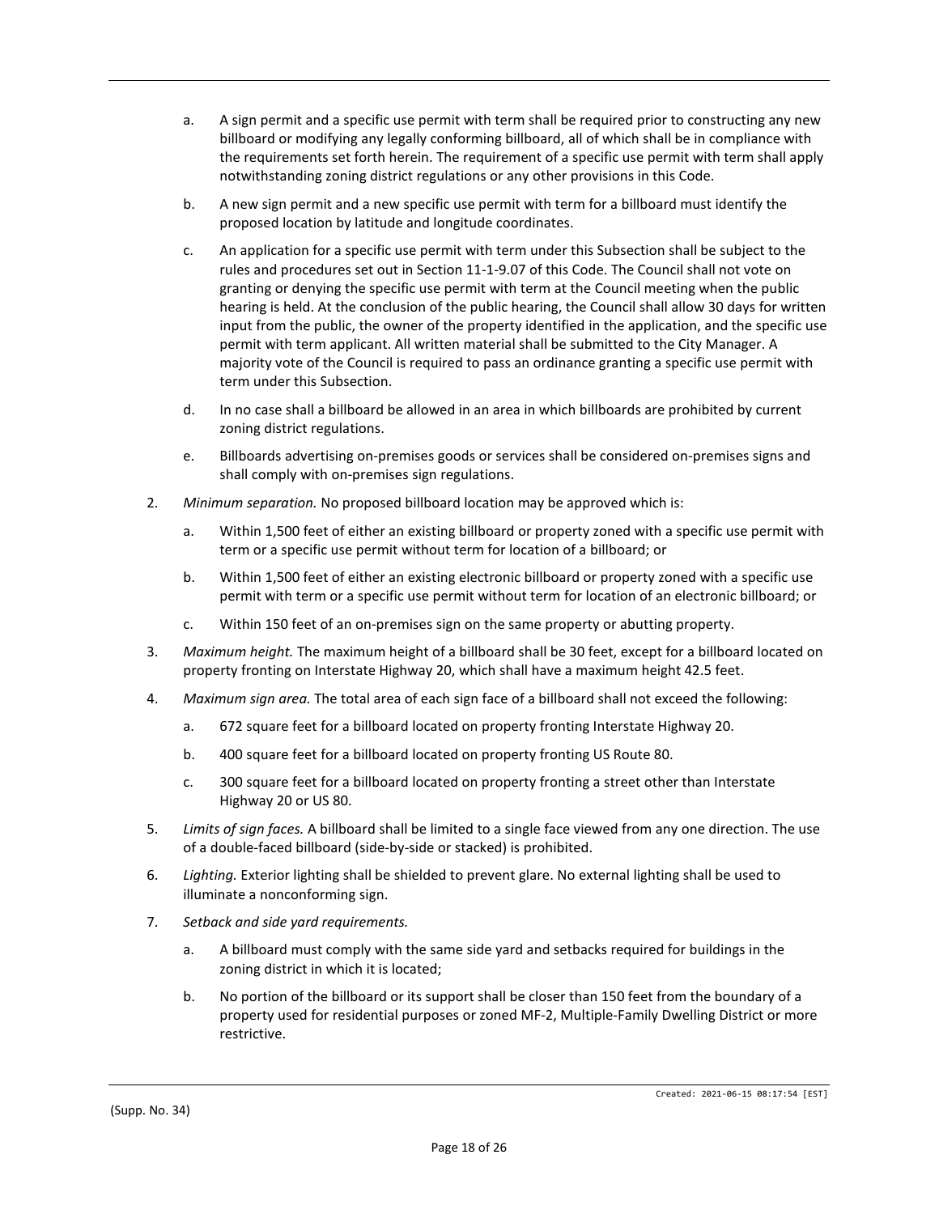a. A sign permit and a specific use permit with term shall be required prior to constructing any new billboard or modifying any legally conforming billboard, all of which shall be in compliance with the requirements set forth herein. The requirement of a specific use permit with term shall apply notwithstanding zoning district regulations or any other provisions in this Code.

b. A new sign permit and a new specific use permit with term for a billboard must identify the proposed location by latitude and longitude coordinates.

c. An application for a specific use permit with term under this Subsection shall be subject to the rules and procedures set out in Section 11-1-9.07 of this Code. The Council shall not vote on granting or denying the specific use permit with term at the Council meeting when the public hearing is held. At the conclusion of the public hearing, the Council shall allow 30 days for written input from the public, the owner of the property identified in the application, and the specific use permit with term applicant. All written material shall be submitted to the City Manager. A majority vote of the Council is required to pass an ordinance granting a specific use permit with term under this Subsection.

d. In no case shall a billboard be allowed in an area in which billboards are prohibited by current zoning district regulations.

e. Billboards advertising on-premises goods or services shall be considered on-premises signs and shall comply with on-premises sign regulations.

2. *Minimum separation.* No proposed billboard location may be approved which is:

   a. Within 1,500 feet of either an existing billboard or property zoned with a specific use permit with term or a specific use permit without term for location of a billboard; or

   b. Within 1,500 feet of either an existing electronic billboard or property zoned with a specific use permit with term or a specific use permit without term for location of an electronic billboard; or

   c. Within 150 feet of an on-premises sign on the same property or abutting property.

3. *Maximum height.* The maximum height of a billboard shall be 30 feet, except for a billboard located on property fronting on Interstate Highway 20, which shall have a maximum height 42.5 feet.

4. *Maximum sign area.* The total area of each sign face of a billboard shall not exceed the following:

   a. 672 square feet for a billboard located on property fronting Interstate Highway 20.

   b. 400 square feet for a billboard located on property fronting US Route 80.

   c. 300 square feet for a billboard located on property fronting a street other than Interstate Highway 20 or US 80.

5. *Limits of sign faces.* A billboard shall be limited to a single face viewed from any one direction. The use of a double-faced billboard (side-by-side or stacked) is prohibited.

6. *Lighting.* Exterior lighting shall be shielded to prevent glare. No external lighting shall be used to illuminate a nonconforming sign.

7. *Setback and side yard requirements.*

   a. A billboard must comply with the same side yard and setbacks required for buildings in the zoning district in which it is located;

   b. No portion of the billboard or its support shall be closer than 150 feet from the boundary of a property used for residential purposes or zoned MF-2, Multiple-Family Dwelling District or more restrictive.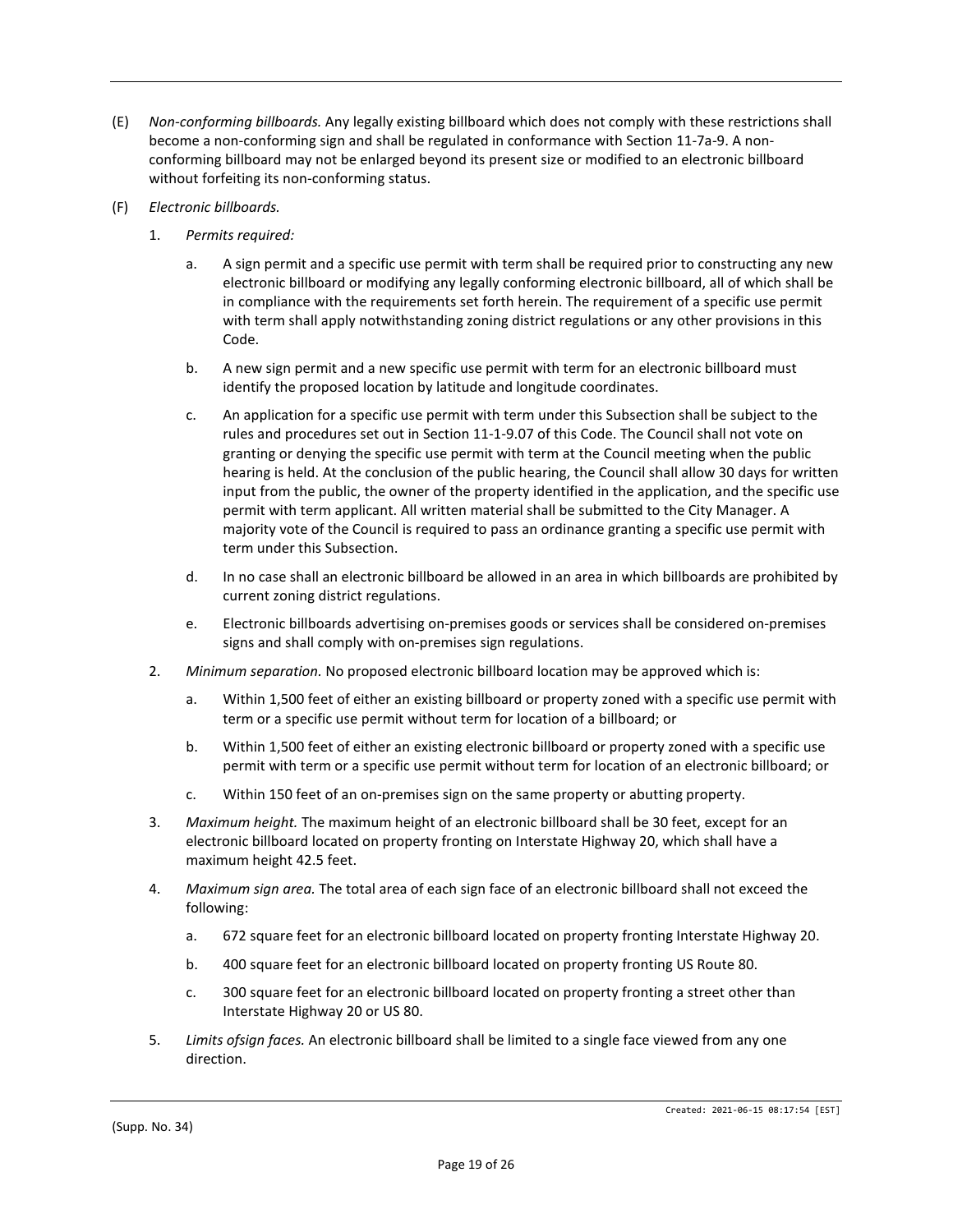(E) *Non-conforming billboards.* Any legally existing billboard which does not comply with these restrictions shall become a non-conforming sign and shall be regulated in conformance with Section 11-7a-9. A non-conforming billboard may not be enlarged beyond its present size or modified to an electronic billboard without forfeiting its non-conforming status.

(F) *Electronic billboards.*

1. *Permits required:*

    a. A sign permit and a specific use permit with term shall be required prior to constructing any new electronic billboard or modifying any legally conforming electronic billboard, all of which shall be in compliance with the requirements set forth herein. The requirement of a specific use permit with term shall apply notwithstanding zoning district regulations or any other provisions in this Code.

    b. A new sign permit and a new specific use permit with term for an electronic billboard must identify the proposed location by latitude and longitude coordinates.

    c. An application for a specific use permit with term under this Subsection shall be subject to the rules and procedures set out in Section 11-1-9.07 of this Code. The Council shall not vote on granting or denying the specific use permit with term at the Council meeting when the public hearing is held. At the conclusion of the public hearing, the Council shall allow 30 days for written input from the public, the owner of the property identified in the application, and the specific use permit with term applicant. All written material shall be submitted to the City Manager. A majority vote of the Council is required to pass an ordinance granting a specific use permit with term under this Subsection.

    d. In no case shall an electronic billboard be allowed in an area in which billboards are prohibited by current zoning district regulations.

    e. Electronic billboards advertising on-premises goods or services shall be considered on-premises signs and shall comply with on-premises sign regulations.

2. *Minimum separation.* No proposed electronic billboard location may be approved which is:

    a. Within 1,500 feet of either an existing billboard or property zoned with a specific use permit with term or a specific use permit without term for location of a billboard; or

    b. Within 1,500 feet of either an existing electronic billboard or property zoned with a specific use permit with term or a specific use permit without term for location of an electronic billboard; or

    c. Within 150 feet of an on-premises sign on the same property or abutting property.

3. *Maximum height.* The maximum height of an electronic billboard shall be 30 feet, except for an electronic billboard located on property fronting on Interstate Highway 20, which shall have a maximum height 42.5 feet.

4. *Maximum sign area.* The total area of each sign face of an electronic billboard shall not exceed the following:

    a. 672 square feet for an electronic billboard located on property fronting Interstate Highway 20.

    b. 400 square feet for an electronic billboard located on property fronting US Route 80.

    c. 300 square feet for an electronic billboard located on property fronting a street other than Interstate Highway 20 or US 80.

5. *Limits ofsign faces.* An electronic billboard shall be limited to a single face viewed from any one direction.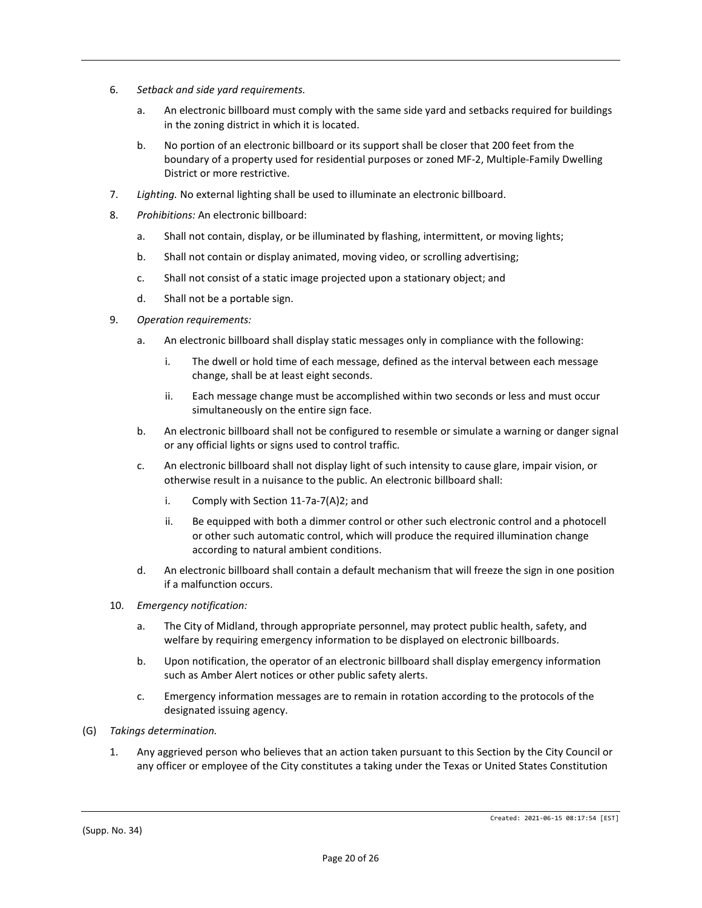6. *Setback and side yard requirements.*

   a. An electronic billboard must comply with the same side yard and setbacks required for buildings in the zoning district in which it is located.

   b. No portion of an electronic billboard or its support shall be closer that 200 feet from the boundary of a property used for residential purposes or zoned MF-2, Multiple-Family Dwelling District or more restrictive.

7. *Lighting.* No external lighting shall be used to illuminate an electronic billboard.

8. *Prohibitions:* An electronic billboard:

   a. Shall not contain, display, or be illuminated by flashing, intermittent, or moving lights;

   b. Shall not contain or display animated, moving video, or scrolling advertising;

   c. Shall not consist of a static image projected upon a stationary object; and

   d. Shall not be a portable sign.

9. *Operation requirements:*

   a. An electronic billboard shall display static messages only in compliance with the following:

      i. The dwell or hold time of each message, defined as the interval between each message change, shall be at least eight seconds.

      ii. Each message change must be accomplished within two seconds or less and must occur simultaneously on the entire sign face.

   b. An electronic billboard shall not be configured to resemble or simulate a warning or danger signal or any official lights or signs used to control traffic.

   c. An electronic billboard shall not display light of such intensity to cause glare, impair vision, or otherwise result in a nuisance to the public. An electronic billboard shall:

      i. Comply with Section 11-7a-7(A)2; and

      ii. Be equipped with both a dimmer control or other such electronic control and a photocell or other such automatic control, which will produce the required illumination change according to natural ambient conditions.

   d. An electronic billboard shall contain a default mechanism that will freeze the sign in one position if a malfunction occurs.

10. *Emergency notification:*

    a. The City of Midland, through appropriate personnel, may protect public health, safety, and welfare by requiring emergency information to be displayed on electronic billboards.

    b. Upon notification, the operator of an electronic billboard shall display emergency information such as Amber Alert notices or other public safety alerts.

    c. Emergency information messages are to remain in rotation according to the protocols of the designated issuing agency.

(G) *Takings determination.*

1. Any aggrieved person who believes that an action taken pursuant to this Section by the City Council or any officer or employee of the City constitutes a taking under the Texas or United States Constitution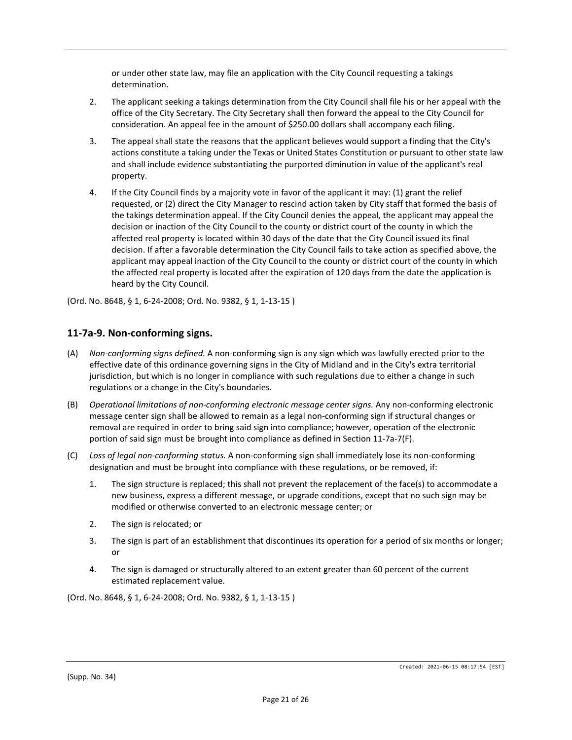or under other state law, may file an application with the City Council requesting a takings determination.

2. The applicant seeking a takings determination from the City Council shall file his or her appeal with the office of the City Secretary. The City Secretary shall then forward the appeal to the City Council for consideration. An appeal fee in the amount of $250.00 dollars shall accompany each filing.

3. The appeal shall state the reasons that the applicant believes would support a finding that the City's actions constitute a taking under the Texas or United States Constitution or pursuant to other state law and shall include evidence substantiating the purported diminution in value of the applicant's real property.

4. If the City Council finds by a majority vote in favor of the applicant it may: (1) grant the relief requested, or (2) direct the City Manager to rescind action taken by City staff that formed the basis of the takings determination appeal. If the City Council denies the appeal, the applicant may appeal the decision or inaction of the City Council to the county or district court of the county in which the affected real property is located within 30 days of the date that the City Council issued its final decision. If after a favorable determination the City Council fails to take action as specified above, the applicant may appeal inaction of the City Council to the county or district court of the county in which the affected real property is located after the expiration of 120 days from the date the application is heard by the City Council.

(Ord. No. 8648, § 1, 6-24-2008; Ord. No. 9382, § 1, 1-13-15 )

## 11-7a-9. Non-conforming signs.

(A) *Non-conforming signs defined.* A non-conforming sign is any sign which was lawfully erected prior to the effective date of this ordinance governing signs in the City of Midland and in the City's extra territorial jurisdiction, but which is no longer in compliance with such regulations due to either a change in such regulations or a change in the City's boundaries.

(B) *Operational limitations of non-conforming electronic message center signs.* Any non-conforming electronic message center sign shall be allowed to remain as a legal non-conforming sign if structural changes or removal are required in order to bring said sign into compliance; however, operation of the electronic portion of said sign must be brought into compliance as defined in Section 11-7a-7(F).

(C) *Loss of legal non-conforming status.* A non-conforming sign shall immediately lose its non-conforming designation and must be brought into compliance with these regulations, or be removed, if:

1. The sign structure is replaced; this shall not prevent the replacement of the face(s) to accommodate a new business, express a different message, or upgrade conditions, except that no such sign may be modified or otherwise converted to an electronic message center; or

2. The sign is relocated; or

3. The sign is part of an establishment that discontinues its operation for a period of six months or longer; or

4. The sign is damaged or structurally altered to an extent greater than 60 percent of the current estimated replacement value.

(Ord. No. 8648, § 1, 6-24-2008; Ord. No. 9382, § 1, 1-13-15 )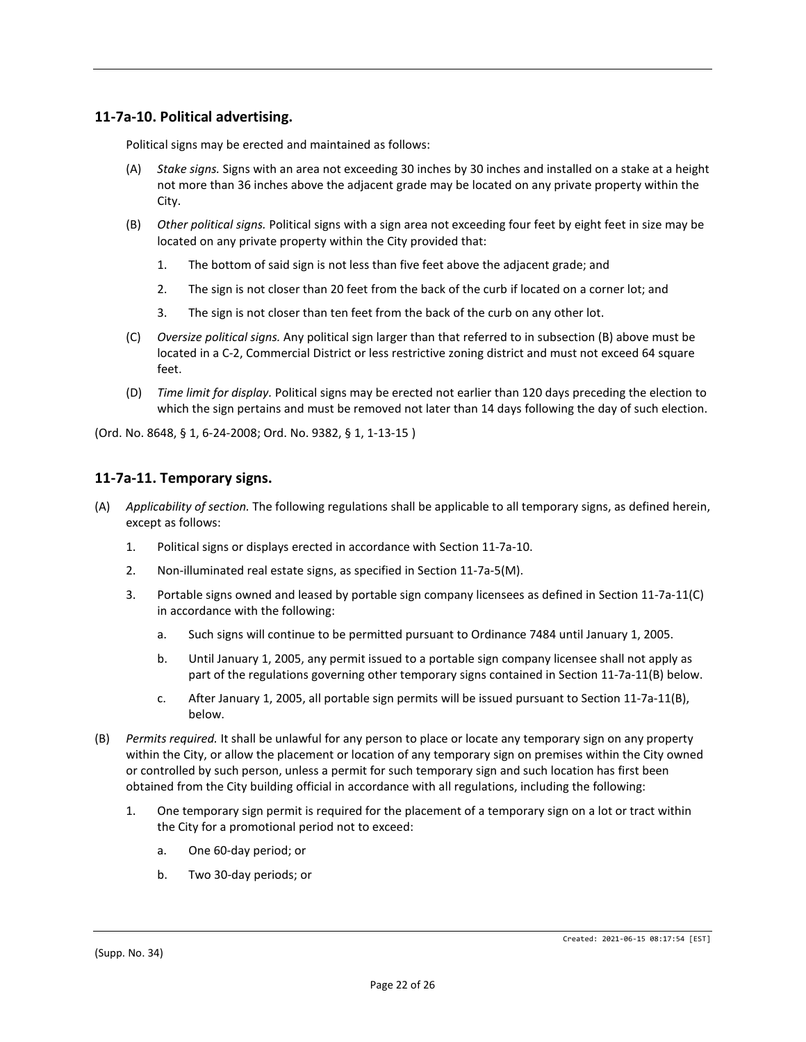## 11-7a-10. Political advertising.

Political signs may be erected and maintained as follows:

(A) *Stake signs.* Signs with an area not exceeding 30 inches by 30 inches and installed on a stake at a height not more than 36 inches above the adjacent grade may be located on any private property within the City.

(B) *Other political signs.* Political signs with a sign area not exceeding four feet by eight feet in size may be located on any private property within the City provided that:

1. The bottom of said sign is not less than five feet above the adjacent grade; and
2. The sign is not closer than 20 feet from the back of the curb if located on a corner lot; and
3. The sign is not closer than ten feet from the back of the curb on any other lot.

(C) *Oversize political signs.* Any political sign larger than that referred to in subsection (B) above must be located in a C-2, Commercial District or less restrictive zoning district and must not exceed 64 square feet.

(D) *Time limit for display.* Political signs may be erected not earlier than 120 days preceding the election to which the sign pertains and must be removed not later than 14 days following the day of such election.

(Ord. No. 8648, § 1, 6-24-2008; Ord. No. 9382, § 1, 1-13-15 )

## 11-7a-11. Temporary signs.

(A) *Applicability of section.* The following regulations shall be applicable to all temporary signs, as defined herein, except as follows:

1. Political signs or displays erected in accordance with Section 11-7a-10.
2. Non-illuminated real estate signs, as specified in Section 11-7a-5(M).
3. Portable signs owned and leased by portable sign company licensees as defined in Section 11-7a-11(C) in accordance with the following:
   a. Such signs will continue to be permitted pursuant to Ordinance 7484 until January 1, 2005.
   b. Until January 1, 2005, any permit issued to a portable sign company licensee shall not apply as part of the regulations governing other temporary signs contained in Section 11-7a-11(B) below.
   c. After January 1, 2005, all portable sign permits will be issued pursuant to Section 11-7a-11(B), below.

(B) *Permits required.* It shall be unlawful for any person to place or locate any temporary sign on any property within the City, or allow the placement or location of any temporary sign on premises within the City owned or controlled by such person, unless a permit for such temporary sign and such location has first been obtained from the City building official in accordance with all regulations, including the following:

1. One temporary sign permit is required for the placement of a temporary sign on a lot or tract within the City for a promotional period not to exceed:
   a. One 60-day period; or
   b. Two 30-day periods; or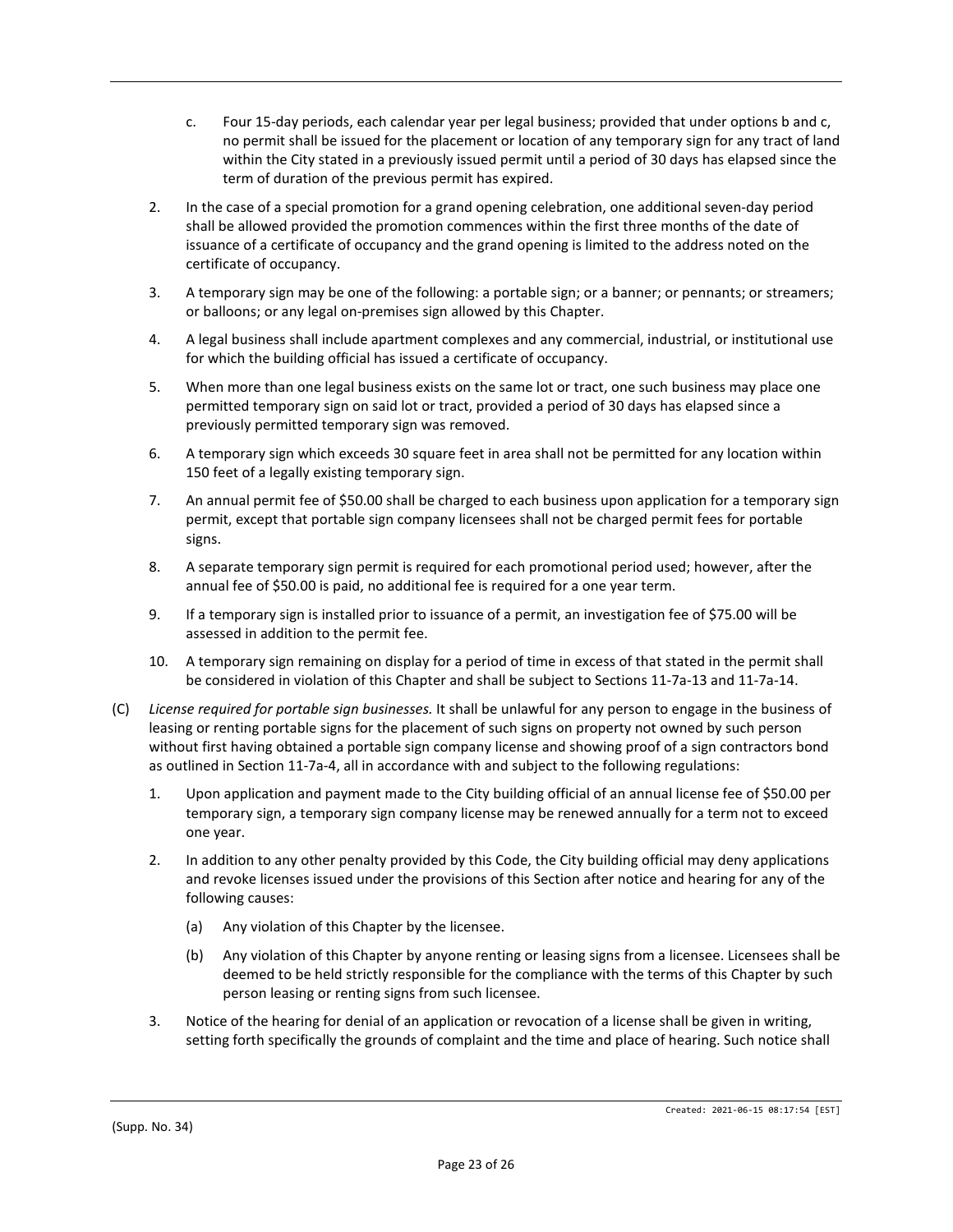c. Four 15-day periods, each calendar year per legal business; provided that under options b and c, no permit shall be issued for the placement or location of any temporary sign for any tract of land within the City stated in a previously issued permit until a period of 30 days has elapsed since the term of duration of the previous permit has expired.

2. In the case of a special promotion for a grand opening celebration, one additional seven-day period shall be allowed provided the promotion commences within the first three months of the date of issuance of a certificate of occupancy and the grand opening is limited to the address noted on the certificate of occupancy.

3. A temporary sign may be one of the following: a portable sign; or a banner; or pennants; or streamers; or balloons; or any legal on-premises sign allowed by this Chapter.

4. A legal business shall include apartment complexes and any commercial, industrial, or institutional use for which the building official has issued a certificate of occupancy.

5. When more than one legal business exists on the same lot or tract, one such business may place one permitted temporary sign on said lot or tract, provided a period of 30 days has elapsed since a previously permitted temporary sign was removed.

6. A temporary sign which exceeds 30 square feet in area shall not be permitted for any location within 150 feet of a legally existing temporary sign.

7. An annual permit fee of $50.00 shall be charged to each business upon application for a temporary sign permit, except that portable sign company licensees shall not be charged permit fees for portable signs.

8. A separate temporary sign permit is required for each promotional period used; however, after the annual fee of $50.00 is paid, no additional fee is required for a one year term.

9. If a temporary sign is installed prior to issuance of a permit, an investigation fee of $75.00 will be assessed in addition to the permit fee.

10. A temporary sign remaining on display for a period of time in excess of that stated in the permit shall be considered in violation of this Chapter and shall be subject to Sections 11-7a-13 and 11-7a-14.

(C) *License required for portable sign businesses.* It shall be unlawful for any person to engage in the business of leasing or renting portable signs for the placement of such signs on property not owned by such person without first having obtained a portable sign company license and showing proof of a sign contractors bond as outlined in Section 11-7a-4, all in accordance with and subject to the following regulations:

1. Upon application and payment made to the City building official of an annual license fee of $50.00 per temporary sign, a temporary sign company license may be renewed annually for a term not to exceed one year.

2. In addition to any other penalty provided by this Code, the City building official may deny applications and revoke licenses issued under the provisions of this Section after notice and hearing for any of the following causes:

   (a) Any violation of this Chapter by the licensee.

   (b) Any violation of this Chapter by anyone renting or leasing signs from a licensee. Licensees shall be deemed to be held strictly responsible for the compliance with the terms of this Chapter by such person leasing or renting signs from such licensee.

3. Notice of the hearing for denial of an application or revocation of a license shall be given in writing, setting forth specifically the grounds of complaint and the time and place of hearing. Such notice shall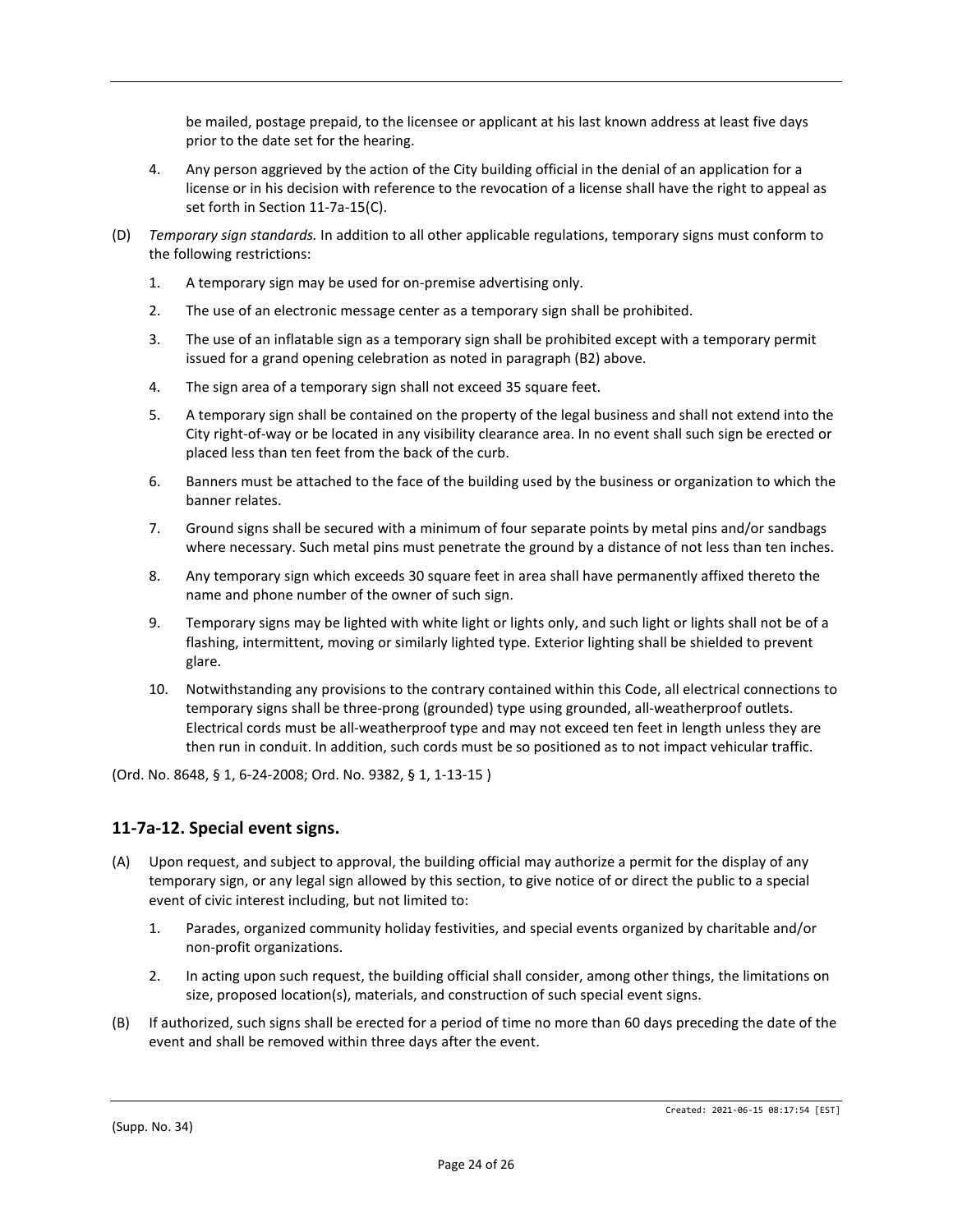be mailed, postage prepaid, to the licensee or applicant at his last known address at least five days prior to the date set for the hearing.

4. Any person aggrieved by the action of the City building official in the denial of an application for a license or in his decision with reference to the revocation of a license shall have the right to appeal as set forth in Section 11-7a-15(C).

(D) *Temporary sign standards.* In addition to all other applicable regulations, temporary signs must conform to the following restrictions:

1. A temporary sign may be used for on-premise advertising only.
2. The use of an electronic message center as a temporary sign shall be prohibited.
3. The use of an inflatable sign as a temporary sign shall be prohibited except with a temporary permit issued for a grand opening celebration as noted in paragraph (B2) above.
4. The sign area of a temporary sign shall not exceed 35 square feet.
5. A temporary sign shall be contained on the property of the legal business and shall not extend into the City right-of-way or be located in any visibility clearance area. In no event shall such sign be erected or placed less than ten feet from the back of the curb.
6. Banners must be attached to the face of the building used by the business or organization to which the banner relates.
7. Ground signs shall be secured with a minimum of four separate points by metal pins and/or sandbags where necessary. Such metal pins must penetrate the ground by a distance of not less than ten inches.
8. Any temporary sign which exceeds 30 square feet in area shall have permanently affixed thereto the name and phone number of the owner of such sign.
9. Temporary signs may be lighted with white light or lights only, and such light or lights shall not be of a flashing, intermittent, moving or similarly lighted type. Exterior lighting shall be shielded to prevent glare.
10. Notwithstanding any provisions to the contrary contained within this Code, all electrical connections to temporary signs shall be three-prong (grounded) type using grounded, all-weatherproof outlets. Electrical cords must be all-weatherproof type and may not exceed ten feet in length unless they are then run in conduit. In addition, such cords must be so positioned as to not impact vehicular traffic.

(Ord. No. 8648, § 1, 6-24-2008; Ord. No. 9382, § 1, 1-13-15 )

## 11-7a-12. Special event signs.

(A) Upon request, and subject to approval, the building official may authorize a permit for the display of any temporary sign, or any legal sign allowed by this section, to give notice of or direct the public to a special event of civic interest including, but not limited to:

1. Parades, organized community holiday festivities, and special events organized by charitable and/or non-profit organizations.
2. In acting upon such request, the building official shall consider, among other things, the limitations on size, proposed location(s), materials, and construction of such special event signs.

(B) If authorized, such signs shall be erected for a period of time no more than 60 days preceding the date of the event and shall be removed within three days after the event.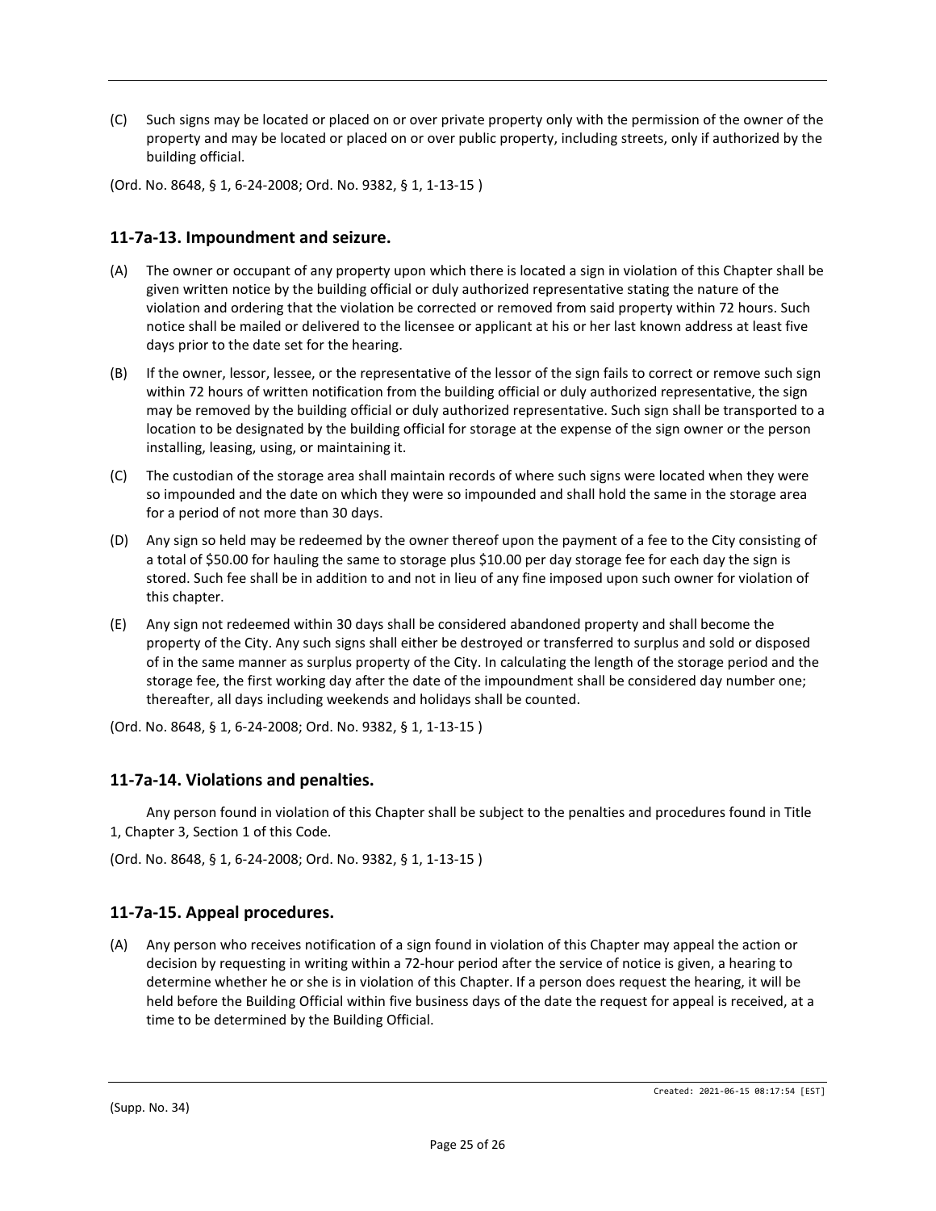(C) Such signs may be located or placed on or over private property only with the permission of the owner of the property and may be located or placed on or over public property, including streets, only if authorized by the building official.

(Ord. No. 8648, § 1, 6-24-2008; Ord. No. 9382, § 1, 1-13-15 )

## 11-7a-13. Impoundment and seizure.

(A) The owner or occupant of any property upon which there is located a sign in violation of this Chapter shall be given written notice by the building official or duly authorized representative stating the nature of the violation and ordering that the violation be corrected or removed from said property within 72 hours. Such notice shall be mailed or delivered to the licensee or applicant at his or her last known address at least five days prior to the date set for the hearing.

(B) If the owner, lessor, lessee, or the representative of the lessor of the sign fails to correct or remove such sign within 72 hours of written notification from the building official or duly authorized representative, the sign may be removed by the building official or duly authorized representative. Such sign shall be transported to a location to be designated by the building official for storage at the expense of the sign owner or the person installing, leasing, using, or maintaining it.

(C) The custodian of the storage area shall maintain records of where such signs were located when they were so impounded and the date on which they were so impounded and shall hold the same in the storage area for a period of not more than 30 days.

(D) Any sign so held may be redeemed by the owner thereof upon the payment of a fee to the City consisting of a total of $50.00 for hauling the same to storage plus $10.00 per day storage fee for each day the sign is stored. Such fee shall be in addition to and not in lieu of any fine imposed upon such owner for violation of this chapter.

(E) Any sign not redeemed within 30 days shall be considered abandoned property and shall become the property of the City. Any such signs shall either be destroyed or transferred to surplus and sold or disposed of in the same manner as surplus property of the City. In calculating the length of the storage period and the storage fee, the first working day after the date of the impoundment shall be considered day number one; thereafter, all days including weekends and holidays shall be counted.

(Ord. No. 8648, § 1, 6-24-2008; Ord. No. 9382, § 1, 1-13-15 )

## 11-7a-14. Violations and penalties.

Any person found in violation of this Chapter shall be subject to the penalties and procedures found in Title 1, Chapter 3, Section 1 of this Code.

(Ord. No. 8648, § 1, 6-24-2008; Ord. No. 9382, § 1, 1-13-15 )

## 11-7a-15. Appeal procedures.

(A) Any person who receives notification of a sign found in violation of this Chapter may appeal the action or decision by requesting in writing within a 72-hour period after the service of notice is given, a hearing to determine whether he or she is in violation of this Chapter. If a person does request the hearing, it will be held before the Building Official within five business days of the date the request for appeal is received, at a time to be determined by the Building Official.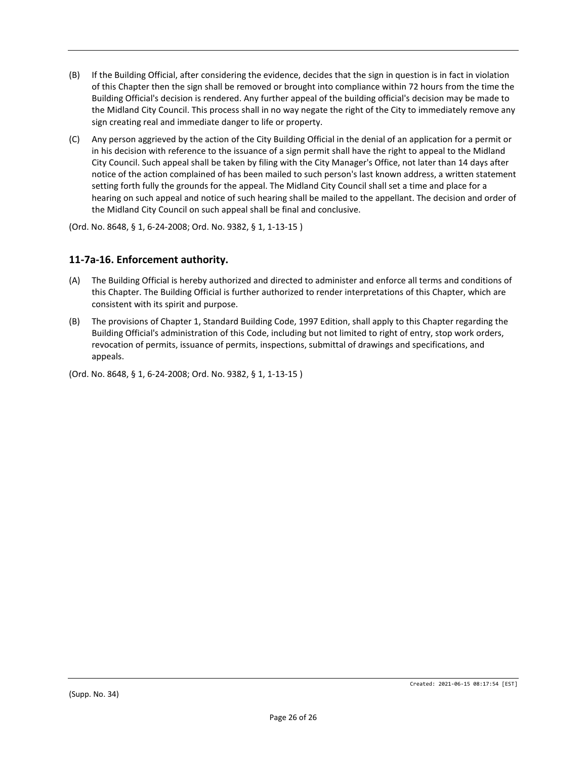(B) If the Building Official, after considering the evidence, decides that the sign in question is in fact in violation of this Chapter then the sign shall be removed or brought into compliance within 72 hours from the time the Building Official's decision is rendered. Any further appeal of the building official's decision may be made to the Midland City Council. This process shall in no way negate the right of the City to immediately remove any sign creating real and immediate danger to life or property.

(C) Any person aggrieved by the action of the City Building Official in the denial of an application for a permit or in his decision with reference to the issuance of a sign permit shall have the right to appeal to the Midland City Council. Such appeal shall be taken by filing with the City Manager's Office, not later than 14 days after notice of the action complained of has been mailed to such person's last known address, a written statement setting forth fully the grounds for the appeal. The Midland City Council shall set a time and place for a hearing on such appeal and notice of such hearing shall be mailed to the appellant. The decision and order of the Midland City Council on such appeal shall be final and conclusive.

(Ord. No. 8648, § 1, 6-24-2008; Ord. No. 9382, § 1, 1-13-15 )

## 11-7a-16. Enforcement authority.

(A) The Building Official is hereby authorized and directed to administer and enforce all terms and conditions of this Chapter. The Building Official is further authorized to render interpretations of this Chapter, which are consistent with its spirit and purpose.

(B) The provisions of Chapter 1, Standard Building Code, 1997 Edition, shall apply to this Chapter regarding the Building Official's administration of this Code, including but not limited to right of entry, stop work orders, revocation of permits, issuance of permits, inspections, submittal of drawings and specifications, and appeals.

(Ord. No. 8648, § 1, 6-24-2008; Ord. No. 9382, § 1, 1-13-15 )